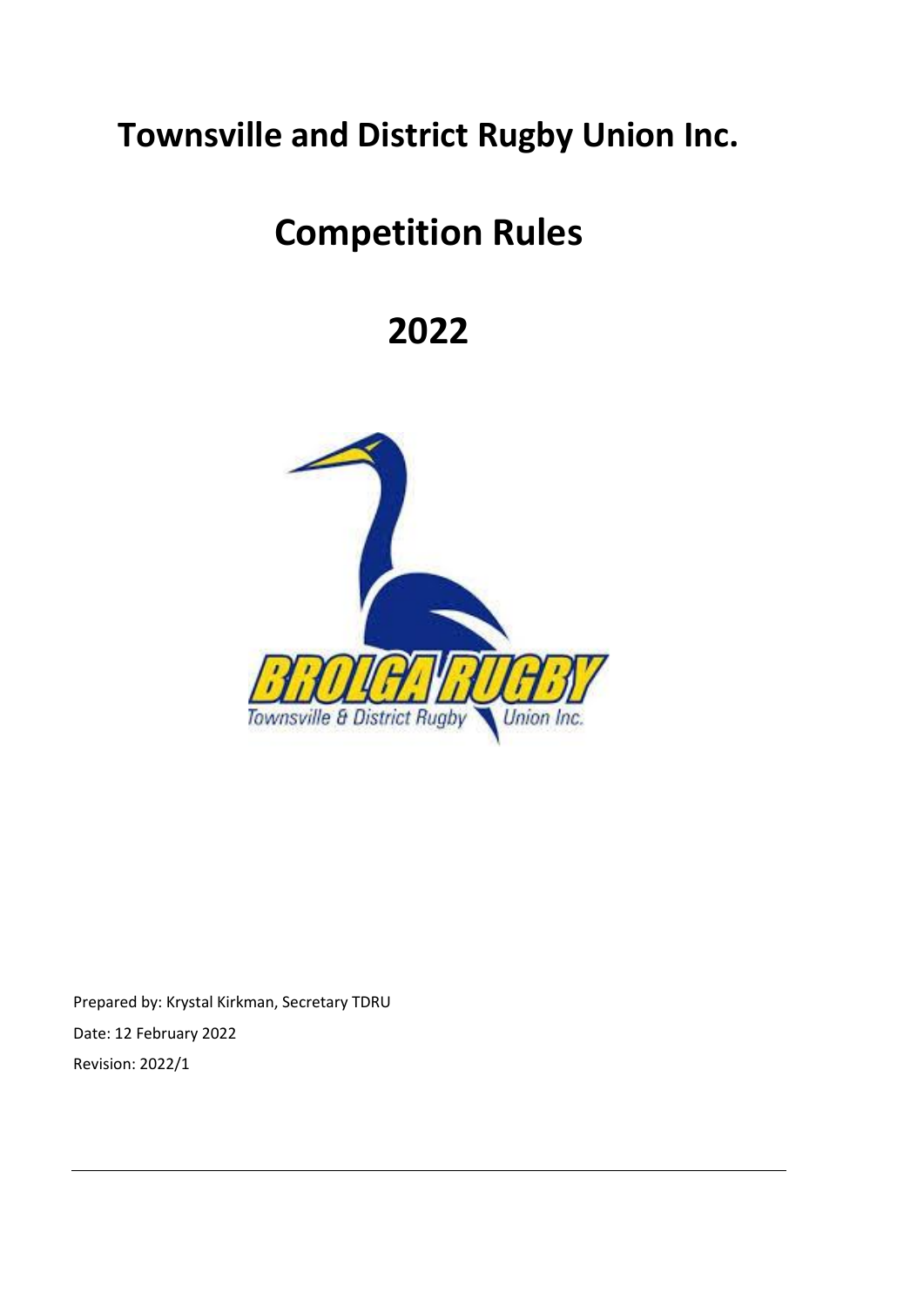# Townsville and District Rugby Union Inc.

# Competition Rules

# 2022

Prepared by: Krystal Kirkman, Secretary TDRU

Date: 12 February 2022

Revision: 2022/1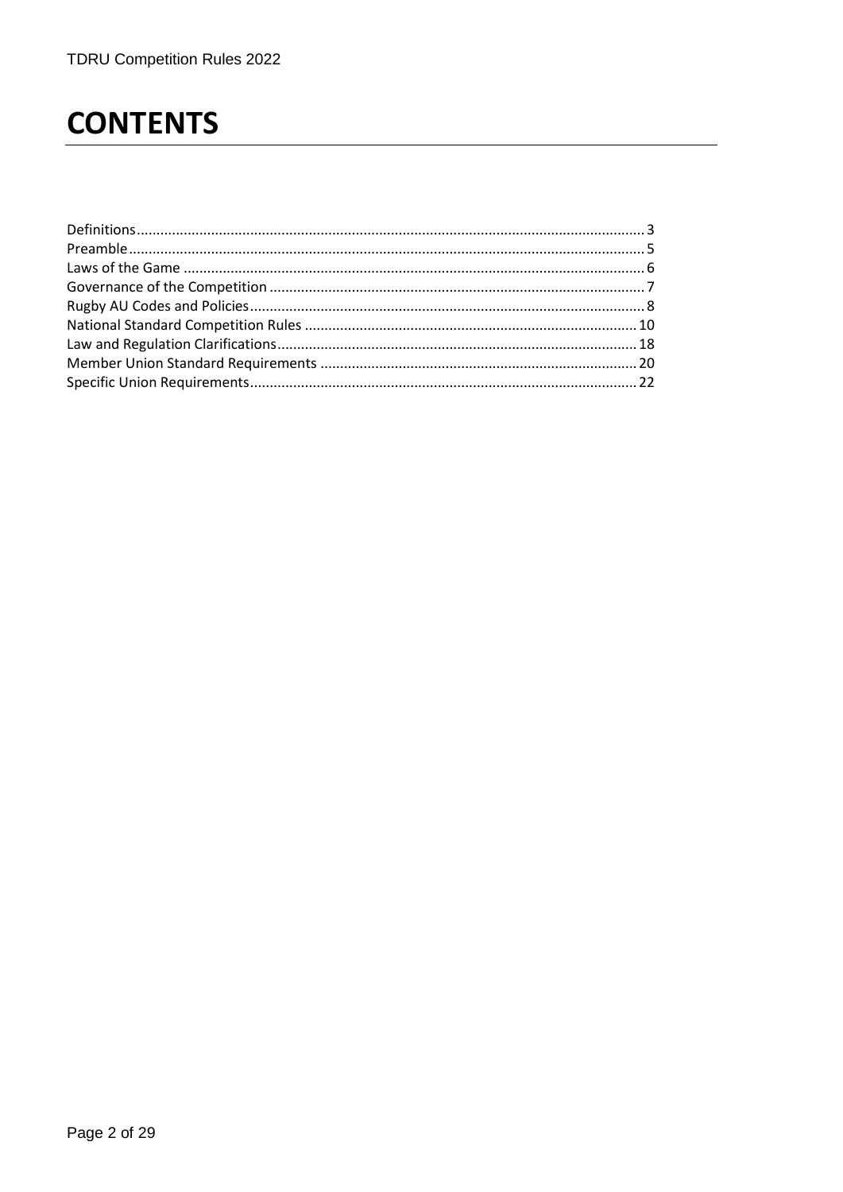# CONTENTS

Definitions ........................................................................................................................ 3
Preamble ........................................................................................................................... 5
Laws of the Game .............................................................................................................. 6
Governance of the Competition ......................................................................................... 7
Rugby AU Codes and Policies ............................................................................................. 8
National Standard Competition Rules ............................................................................... 10
Law and Regulation Clarifications ..................................................................................... 18
Member Union Standard Requirements ............................................................................ 20
Specific Union Requirements ............................................................................................ 22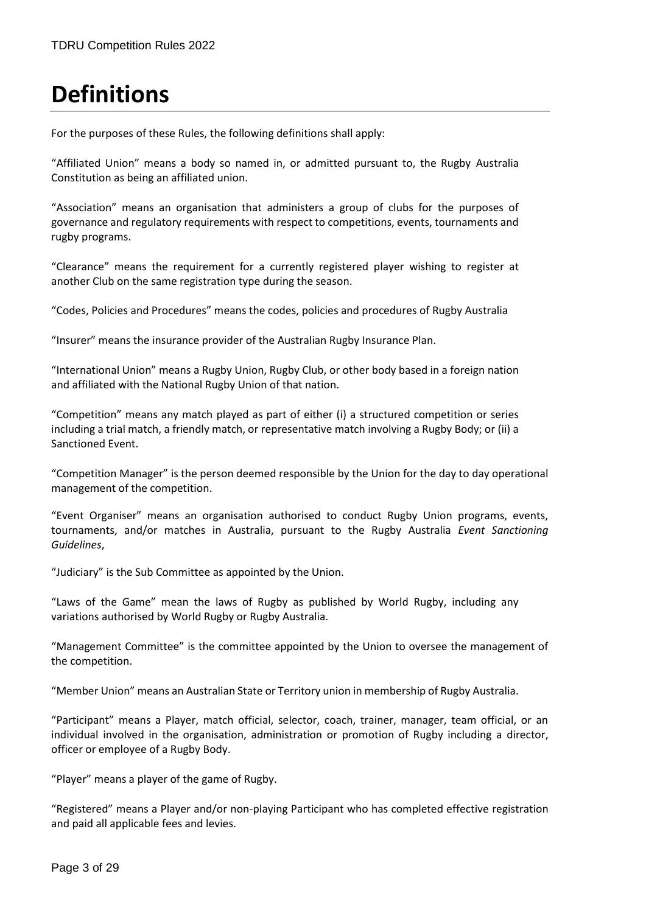# Definitions

For the purposes of these Rules, the following definitions shall apply:

"Affiliated Union" means a body so named in, or admitted pursuant to, the Rugby Australia Constitution as being an affiliated union.

"Association" means an organisation that administers a group of clubs for the purposes of governance and regulatory requirements with respect to competitions, events, tournaments and rugby programs.

"Clearance" means the requirement for a currently registered player wishing to register at another Club on the same registration type during the season.

"Codes, Policies and Procedures" means the codes, policies and procedures of Rugby Australia

"Insurer" means the insurance provider of the Australian Rugby Insurance Plan.

"International Union" means a Rugby Union, Rugby Club, or other body based in a foreign nation and affiliated with the National Rugby Union of that nation.

"Competition" means any match played as part of either (i) a structured competition or series including a trial match, a friendly match, or representative match involving a Rugby Body; or (ii) a Sanctioned Event.

"Competition Manager" is the person deemed responsible by the Union for the day to day operational management of the competition.

"Event Organiser" means an organisation authorised to conduct Rugby Union programs, events, tournaments, and/or matches in Australia, pursuant to the Rugby Australia *Event Sanctioning Guidelines*,

"Judiciary" is the Sub Committee as appointed by the Union.

"Laws of the Game" mean the laws of Rugby as published by World Rugby, including any variations authorised by World Rugby or Rugby Australia.

"Management Committee" is the committee appointed by the Union to oversee the management of the competition.

"Member Union" means an Australian State or Territory union in membership of Rugby Australia.

"Participant" means a Player, match official, selector, coach, trainer, manager, team official, or an individual involved in the organisation, administration or promotion of Rugby including a director, officer or employee of a Rugby Body.

"Player" means a player of the game of Rugby.

"Registered" means a Player and/or non-playing Participant who has completed effective registration and paid all applicable fees and levies.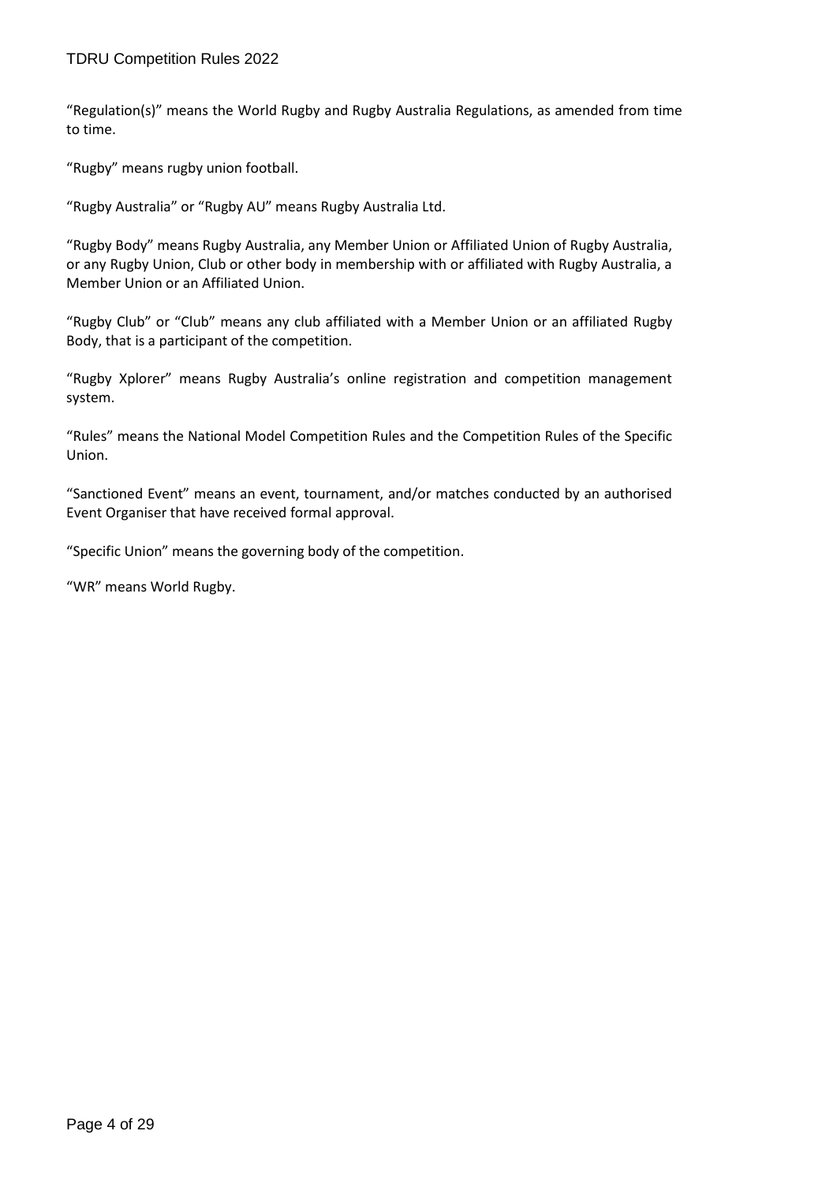"Regulation(s)" means the World Rugby and Rugby Australia Regulations, as amended from time to time.

"Rugby" means rugby union football.

"Rugby Australia" or "Rugby AU" means Rugby Australia Ltd.

"Rugby Body" means Rugby Australia, any Member Union or Affiliated Union of Rugby Australia, or any Rugby Union, Club or other body in membership with or affiliated with Rugby Australia, a Member Union or an Affiliated Union.

"Rugby Club" or "Club" means any club affiliated with a Member Union or an affiliated Rugby Body, that is a participant of the competition.

"Rugby Xplorer" means Rugby Australia's online registration and competition management system.

"Rules" means the National Model Competition Rules and the Competition Rules of the Specific Union.

"Sanctioned Event" means an event, tournament, and/or matches conducted by an authorised Event Organiser that have received formal approval.

"Specific Union" means the governing body of the competition.

"WR" means World Rugby.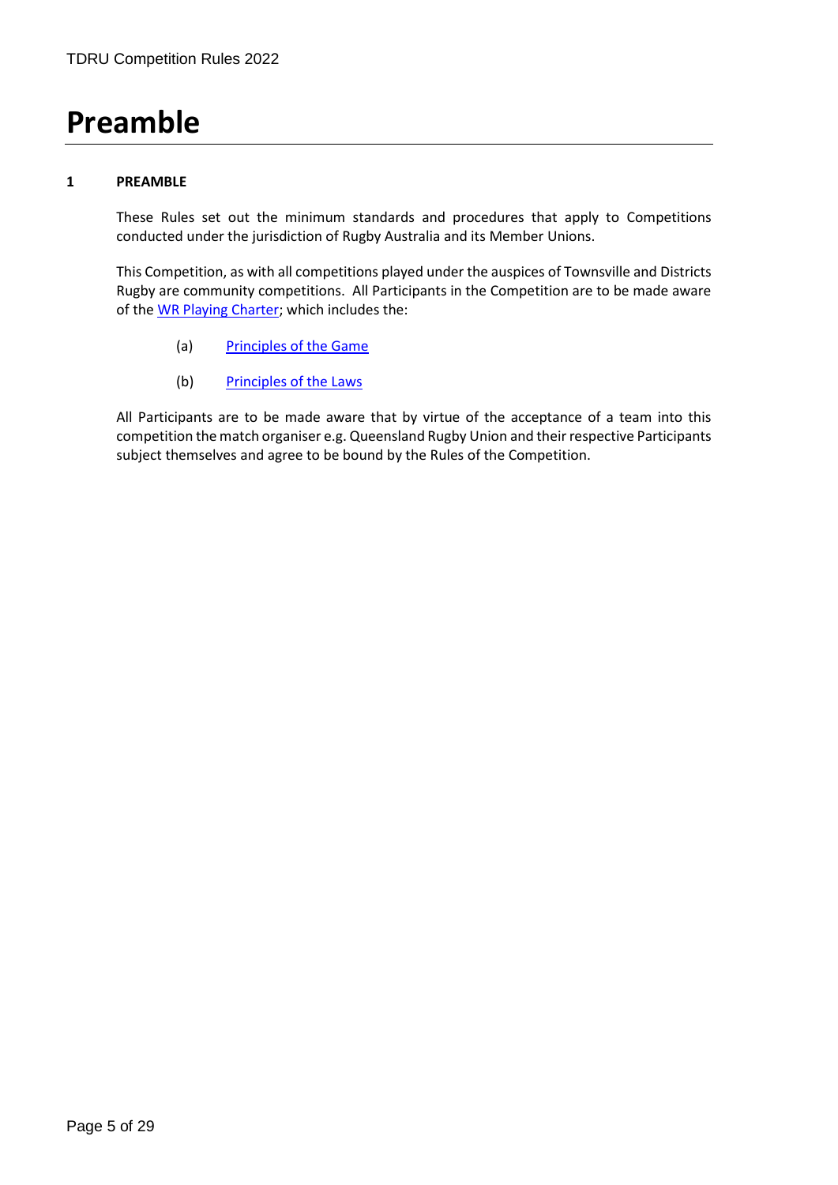# Preamble

**1 PREAMBLE**

These Rules set out the minimum standards and procedures that apply to Competitions conducted under the jurisdiction of Rugby Australia and its Member Unions.

This Competition, as with all competitions played under the auspices of Townsville and Districts Rugby are community competitions. All Participants in the Competition are to be made aware of the WR Playing Charter; which includes the:

(a) Principles of the Game

(b) Principles of the Laws

All Participants are to be made aware that by virtue of the acceptance of a team into this competition the match organiser e.g. Queensland Rugby Union and their respective Participants subject themselves and agree to be bound by the Rules of the Competition.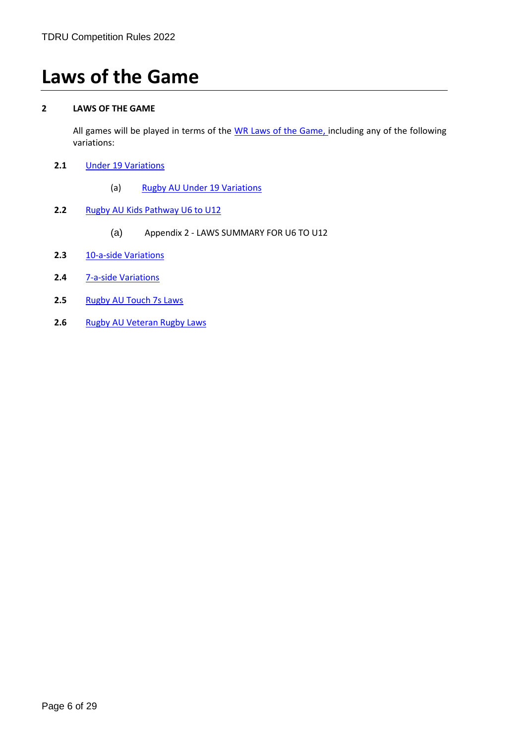# Laws of the Game

**2 LAWS OF THE GAME**

All games will be played in terms of the WR Laws of the Game, including any of the following variations:

**2.1** Under 19 Variations

(a) Rugby AU Under 19 Variations

**2.2** Rugby AU Kids Pathway U6 to U12

(a) Appendix 2 - LAWS SUMMARY FOR U6 TO U12

**2.3** 10-a-side Variations

**2.4** 7-a-side Variations

**2.5** Rugby AU Touch 7s Laws

**2.6** Rugby AU Veteran Rugby Laws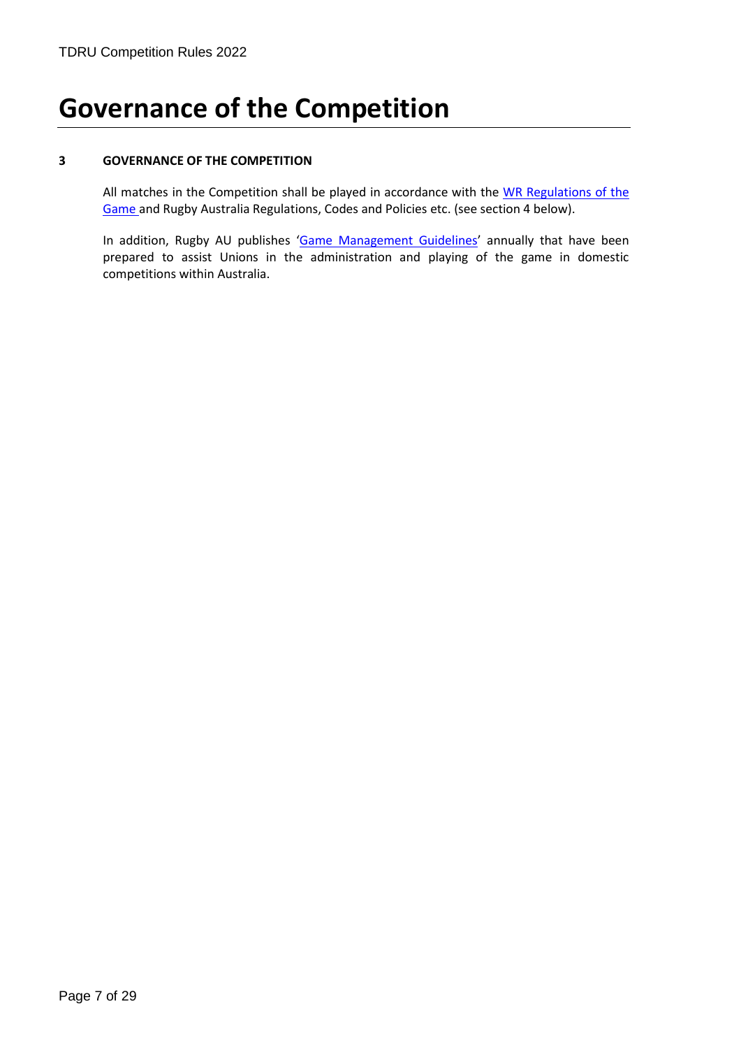# Governance of the Competition

**3 GOVERNANCE OF THE COMPETITION**

All matches in the Competition shall be played in accordance with the WR Regulations of the Game and Rugby Australia Regulations, Codes and Policies etc. (see section 4 below).

In addition, Rugby AU publishes 'Game Management Guidelines' annually that have been prepared to assist Unions in the administration and playing of the game in domestic competitions within Australia.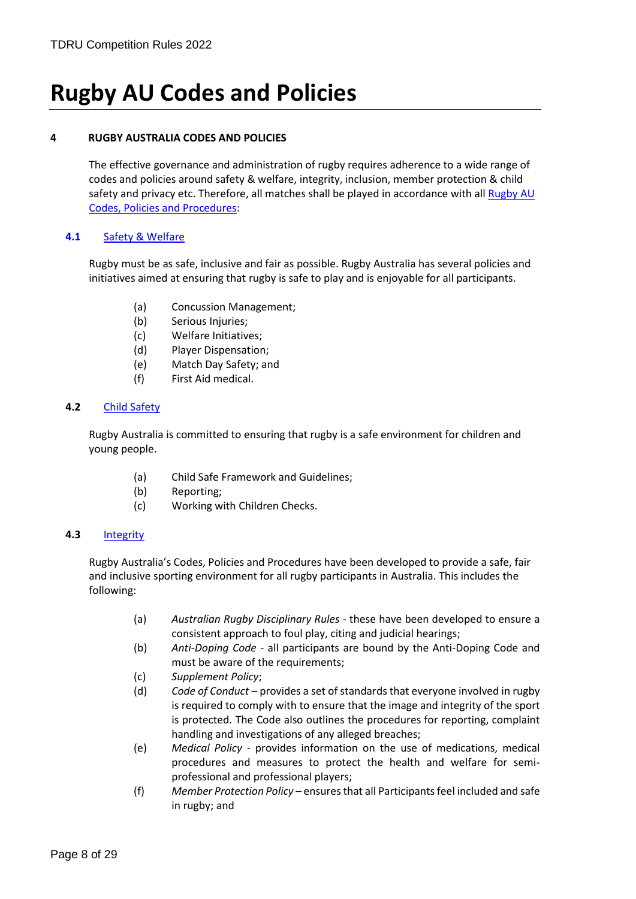# Rugby AU Codes and Policies

**4 RUGBY AUSTRALIA CODES AND POLICIES**

The effective governance and administration of rugby requires adherence to a wide range of codes and policies around safety & welfare, integrity, inclusion, member protection & child safety and privacy etc. Therefore, all matches shall be played in accordance with all Rugby AU Codes, Policies and Procedures:

**4.1 Safety & Welfare**

Rugby must be as safe, inclusive and fair as possible. Rugby Australia has several policies and initiatives aimed at ensuring that rugby is safe to play and is enjoyable for all participants.

(a) Concussion Management;
(b) Serious Injuries;
(c) Welfare Initiatives;
(d) Player Dispensation;
(e) Match Day Safety; and
(f) First Aid medical.

**4.2 Child Safety**

Rugby Australia is committed to ensuring that rugby is a safe environment for children and young people.

(a) Child Safe Framework and Guidelines;
(b) Reporting;
(c) Working with Children Checks.

**4.3 Integrity**

Rugby Australia's Codes, Policies and Procedures have been developed to provide a safe, fair and inclusive sporting environment for all rugby participants in Australia. This includes the following:

(a) *Australian Rugby Disciplinary Rules* - these have been developed to ensure a consistent approach to foul play, citing and judicial hearings;
(b) *Anti-Doping Code* - all participants are bound by the Anti-Doping Code and must be aware of the requirements;
(c) *Supplement Policy*;
(d) *Code of Conduct* – provides a set of standards that everyone involved in rugby is required to comply with to ensure that the image and integrity of the sport is protected. The Code also outlines the procedures for reporting, complaint handling and investigations of any alleged breaches;
(e) *Medical Policy* - provides information on the use of medications, medical procedures and measures to protect the health and welfare for semi-professional and professional players;
(f) *Member Protection Policy* – ensures that all Participants feel included and safe in rugby; and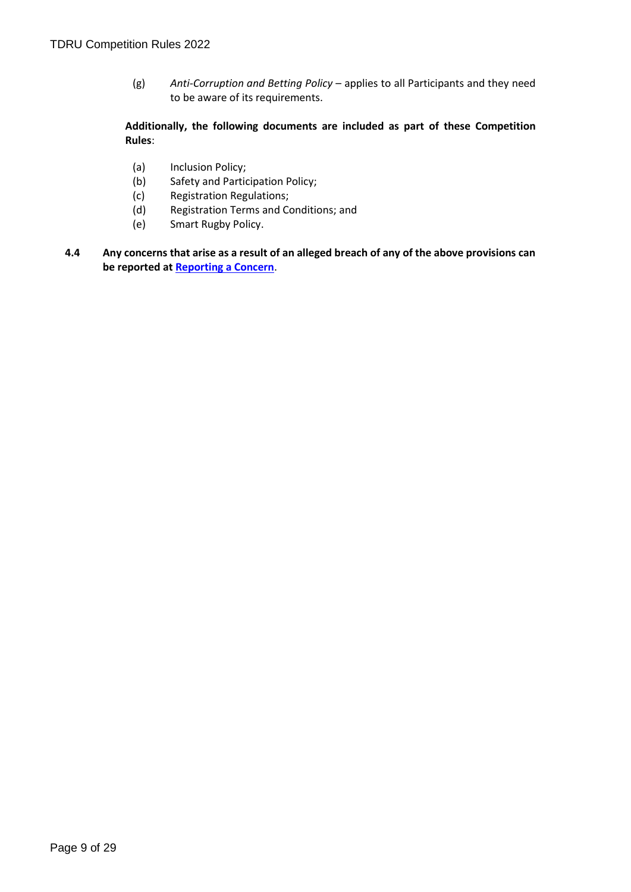(g) *Anti-Corruption and Betting Policy* – applies to all Participants and they need to be aware of its requirements.

**Additionally, the following documents are included as part of these Competition Rules**:

(a) Inclusion Policy;
(b) Safety and Participation Policy;
(c) Registration Regulations;
(d) Registration Terms and Conditions; and
(e) Smart Rugby Policy.

**4.4 Any concerns that arise as a result of an alleged breach of any of the above provisions can be reported at Reporting a Concern.**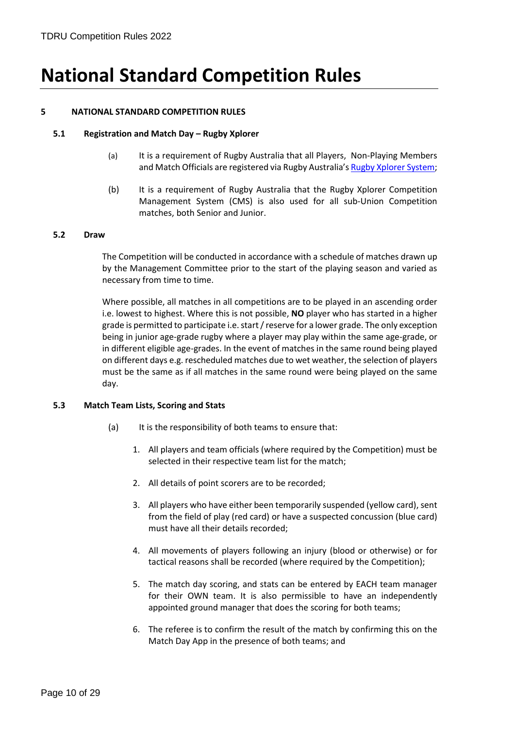# National Standard Competition Rules

## 5 NATIONAL STANDARD COMPETITION RULES

### 5.1 Registration and Match Day – Rugby Xplorer

(a) It is a requirement of Rugby Australia that all Players, Non-Playing Members and Match Officials are registered via Rugby Australia's Rugby Xplorer System;

(b) It is a requirement of Rugby Australia that the Rugby Xplorer Competition Management System (CMS) is also used for all sub-Union Competition matches, both Senior and Junior.

### 5.2 Draw

The Competition will be conducted in accordance with a schedule of matches drawn up by the Management Committee prior to the start of the playing season and varied as necessary from time to time.

Where possible, all matches in all competitions are to be played in an ascending order i.e. lowest to highest. Where this is not possible, **NO** player who has started in a higher grade is permitted to participate i.e. start / reserve for a lower grade. The only exception being in junior age-grade rugby where a player may play within the same age-grade, or in different eligible age-grades. In the event of matches in the same round being played on different days e.g. rescheduled matches due to wet weather, the selection of players must be the same as if all matches in the same round were being played on the same day.

### 5.3 Match Team Lists, Scoring and Stats

(a) It is the responsibility of both teams to ensure that:

1. All players and team officials (where required by the Competition) must be selected in their respective team list for the match;
2. All details of point scorers are to be recorded;
3. All players who have either been temporarily suspended (yellow card), sent from the field of play (red card) or have a suspected concussion (blue card) must have all their details recorded;
4. All movements of players following an injury (blood or otherwise) or for tactical reasons shall be recorded (where required by the Competition);
5. The match day scoring, and stats can be entered by EACH team manager for their OWN team. It is also permissible to have an independently appointed ground manager that does the scoring for both teams;
6. The referee is to confirm the result of the match by confirming this on the Match Day App in the presence of both teams; and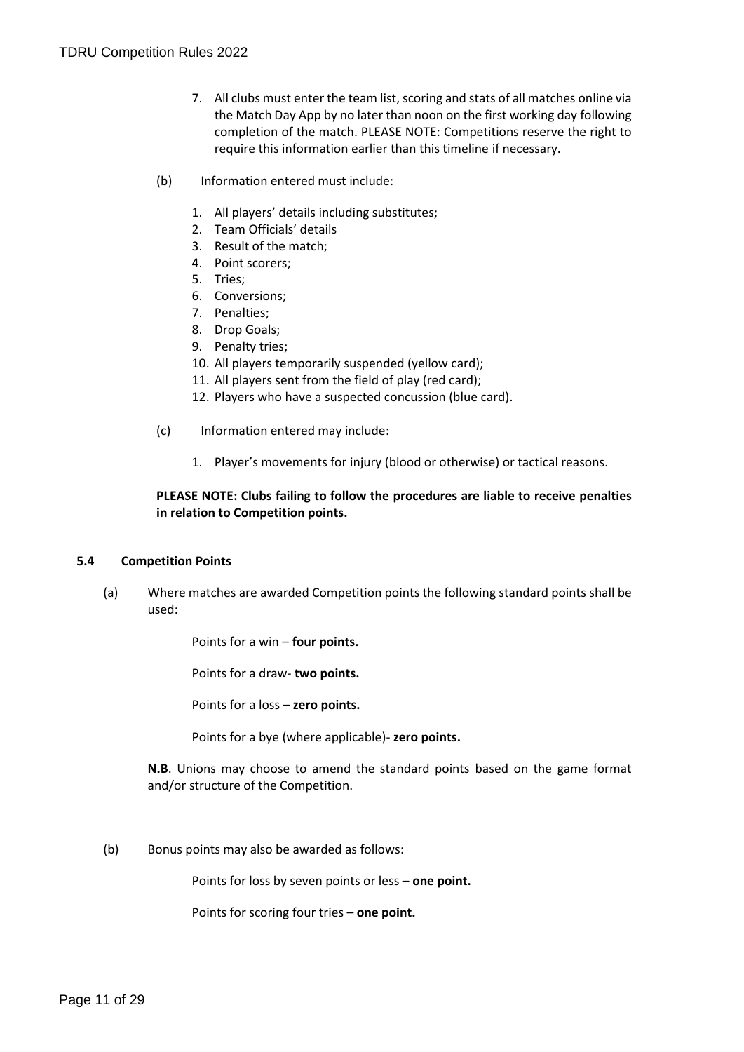7. All clubs must enter the team list, scoring and stats of all matches online via the Match Day App by no later than noon on the first working day following completion of the match. PLEASE NOTE: Competitions reserve the right to require this information earlier than this timeline if necessary.

(b) Information entered must include:

1. All players' details including substitutes;
2. Team Officials' details
3. Result of the match;
4. Point scorers;
5. Tries;
6. Conversions;
7. Penalties;
8. Drop Goals;
9. Penalty tries;
10. All players temporarily suspended (yellow card);
11. All players sent from the field of play (red card);
12. Players who have a suspected concussion (blue card).

(c) Information entered may include:

1. Player's movements for injury (blood or otherwise) or tactical reasons.

**PLEASE NOTE: Clubs failing to follow the procedures are liable to receive penalties in relation to Competition points.**

### 5.4 Competition Points

(a) Where matches are awarded Competition points the following standard points shall be used:

Points for a win – **four points.**

Points for a draw- **two points.**

Points for a loss – **zero points.**

Points for a bye (where applicable)- **zero points.**

**N.B**. Unions may choose to amend the standard points based on the game format and/or structure of the Competition.

(b) Bonus points may also be awarded as follows:

Points for loss by seven points or less – **one point.**

Points for scoring four tries – **one point.**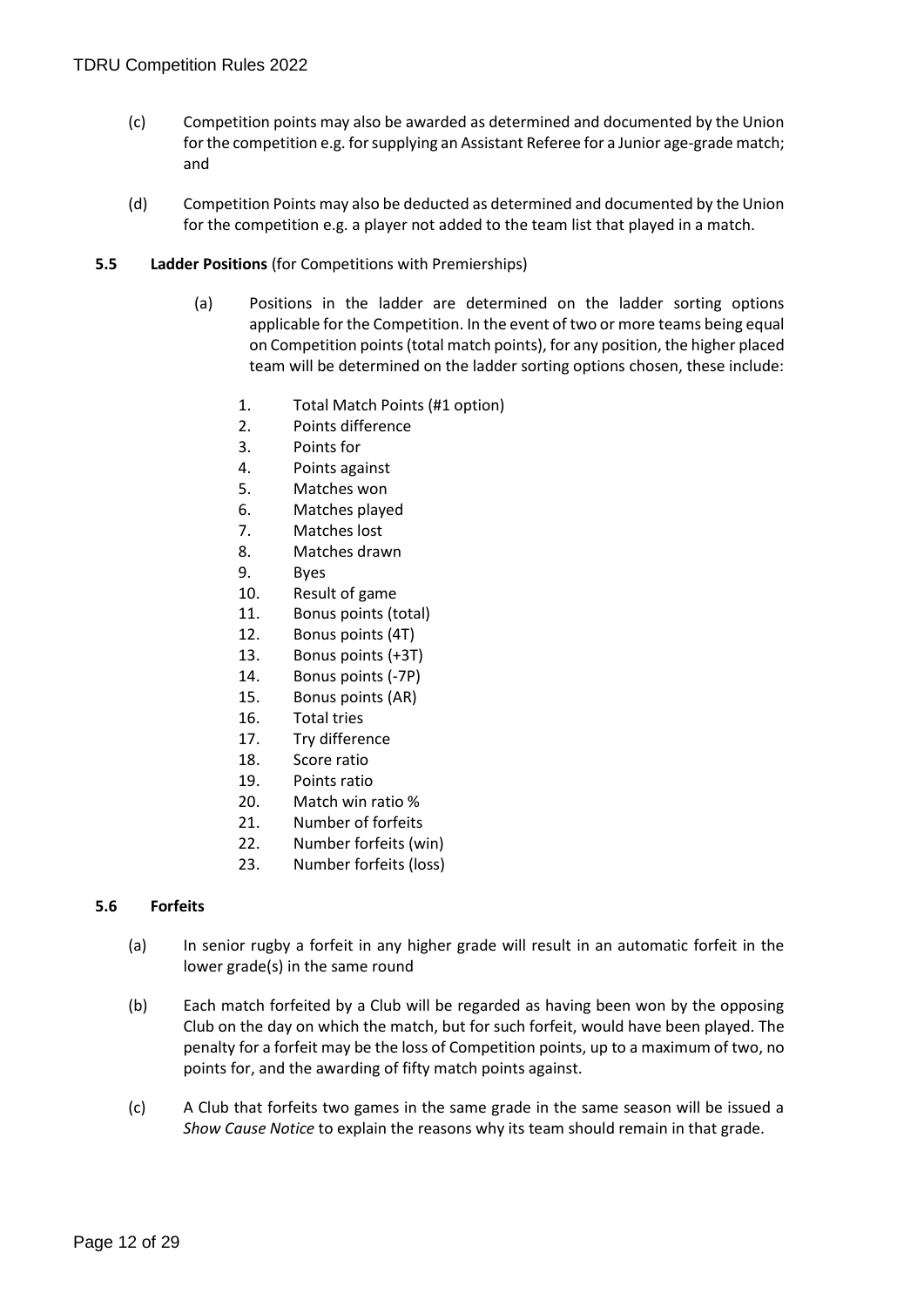(c) Competition points may also be awarded as determined and documented by the Union for the competition e.g. for supplying an Assistant Referee for a Junior age-grade match; and

(d) Competition Points may also be deducted as determined and documented by the Union for the competition e.g. a player not added to the team list that played in a match.

### 5.5 Ladder Positions (for Competitions with Premierships)

(a) Positions in the ladder are determined on the ladder sorting options applicable for the Competition. In the event of two or more teams being equal on Competition points (total match points), for any position, the higher placed team will be determined on the ladder sorting options chosen, these include:

1. Total Match Points (#1 option)
2. Points difference
3. Points for
4. Points against
5. Matches won
6. Matches played
7. Matches lost
8. Matches drawn
9. Byes
10. Result of game
11. Bonus points (total)
12. Bonus points (4T)
13. Bonus points (+3T)
14. Bonus points (-7P)
15. Bonus points (AR)
16. Total tries
17. Try difference
18. Score ratio
19. Points ratio
20. Match win ratio %
21. Number of forfeits
22. Number forfeits (win)
23. Number forfeits (loss)

### 5.6 Forfeits

(a) In senior rugby a forfeit in any higher grade will result in an automatic forfeit in the lower grade(s) in the same round

(b) Each match forfeited by a Club will be regarded as having been won by the opposing Club on the day on which the match, but for such forfeit, would have been played. The penalty for a forfeit may be the loss of Competition points, up to a maximum of two, no points for, and the awarding of fifty match points against.

(c) A Club that forfeits two games in the same grade in the same season will be issued a *Show Cause Notice* to explain the reasons why its team should remain in that grade.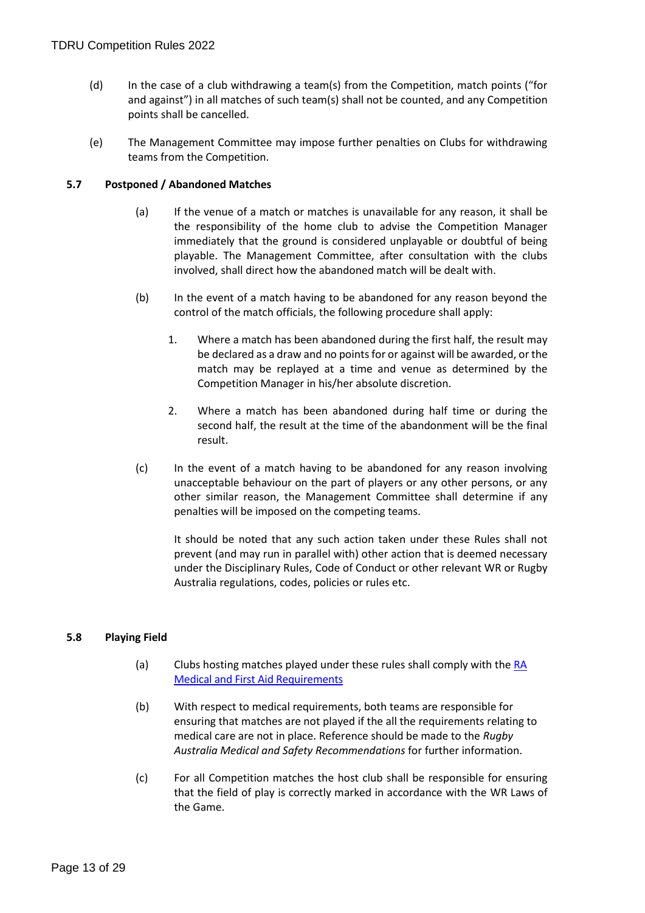(d) In the case of a club withdrawing a team(s) from the Competition, match points ("for and against") in all matches of such team(s) shall not be counted, and any Competition points shall be cancelled.

(e) The Management Committee may impose further penalties on Clubs for withdrawing teams from the Competition.

### 5.7 Postponed / Abandoned Matches

(a) If the venue of a match or matches is unavailable for any reason, it shall be the responsibility of the home club to advise the Competition Manager immediately that the ground is considered unplayable or doubtful of being playable. The Management Committee, after consultation with the clubs involved, shall direct how the abandoned match will be dealt with.

(b) In the event of a match having to be abandoned for any reason beyond the control of the match officials, the following procedure shall apply:

1. Where a match has been abandoned during the first half, the result may be declared as a draw and no points for or against will be awarded, or the match may be replayed at a time and venue as determined by the Competition Manager in his/her absolute discretion.

2. Where a match has been abandoned during half time or during the second half, the result at the time of the abandonment will be the final result.

(c) In the event of a match having to be abandoned for any reason involving unacceptable behaviour on the part of players or any other persons, or any other similar reason, the Management Committee shall determine if any penalties will be imposed on the competing teams.

It should be noted that any such action taken under these Rules shall not prevent (and may run in parallel with) other action that is deemed necessary under the Disciplinary Rules, Code of Conduct or other relevant WR or Rugby Australia regulations, codes, policies or rules etc.

### 5.8 Playing Field

(a) Clubs hosting matches played under these rules shall comply with the RA Medical and First Aid Requirements

(b) With respect to medical requirements, both teams are responsible for ensuring that matches are not played if the all the requirements relating to medical care are not in place. Reference should be made to the *Rugby Australia Medical and Safety Recommendations* for further information.

(c) For all Competition matches the host club shall be responsible for ensuring that the field of play is correctly marked in accordance with the WR Laws of the Game.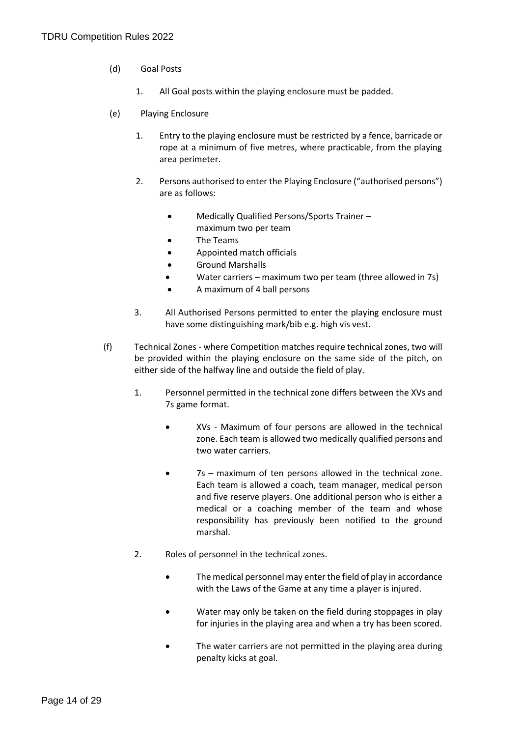(d) Goal Posts

1. All Goal posts within the playing enclosure must be padded.

(e) Playing Enclosure

1. Entry to the playing enclosure must be restricted by a fence, barricade or rope at a minimum of five metres, where practicable, from the playing area perimeter.

2. Persons authorised to enter the Playing Enclosure ("authorised persons") are as follows:

   - Medically Qualified Persons/Sports Trainer – maximum two per team
   - The Teams
   - Appointed match officials
   - Ground Marshalls
   - Water carriers – maximum two per team (three allowed in 7s)
   - A maximum of 4 ball persons

3. All Authorised Persons permitted to enter the playing enclosure must have some distinguishing mark/bib e.g. high vis vest.

(f) Technical Zones - where Competition matches require technical zones, two will be provided within the playing enclosure on the same side of the pitch, on either side of the halfway line and outside the field of play.

1. Personnel permitted in the technical zone differs between the XVs and 7s game format.

   - XVs - Maximum of four persons are allowed in the technical zone. Each team is allowed two medically qualified persons and two water carriers.

   - 7s – maximum of ten persons allowed in the technical zone. Each team is allowed a coach, team manager, medical person and five reserve players. One additional person who is either a medical or a coaching member of the team and whose responsibility has previously been notified to the ground marshal.

2. Roles of personnel in the technical zones.

   - The medical personnel may enter the field of play in accordance with the Laws of the Game at any time a player is injured.

   - Water may only be taken on the field during stoppages in play for injuries in the playing area and when a try has been scored.

   - The water carriers are not permitted in the playing area during penalty kicks at goal.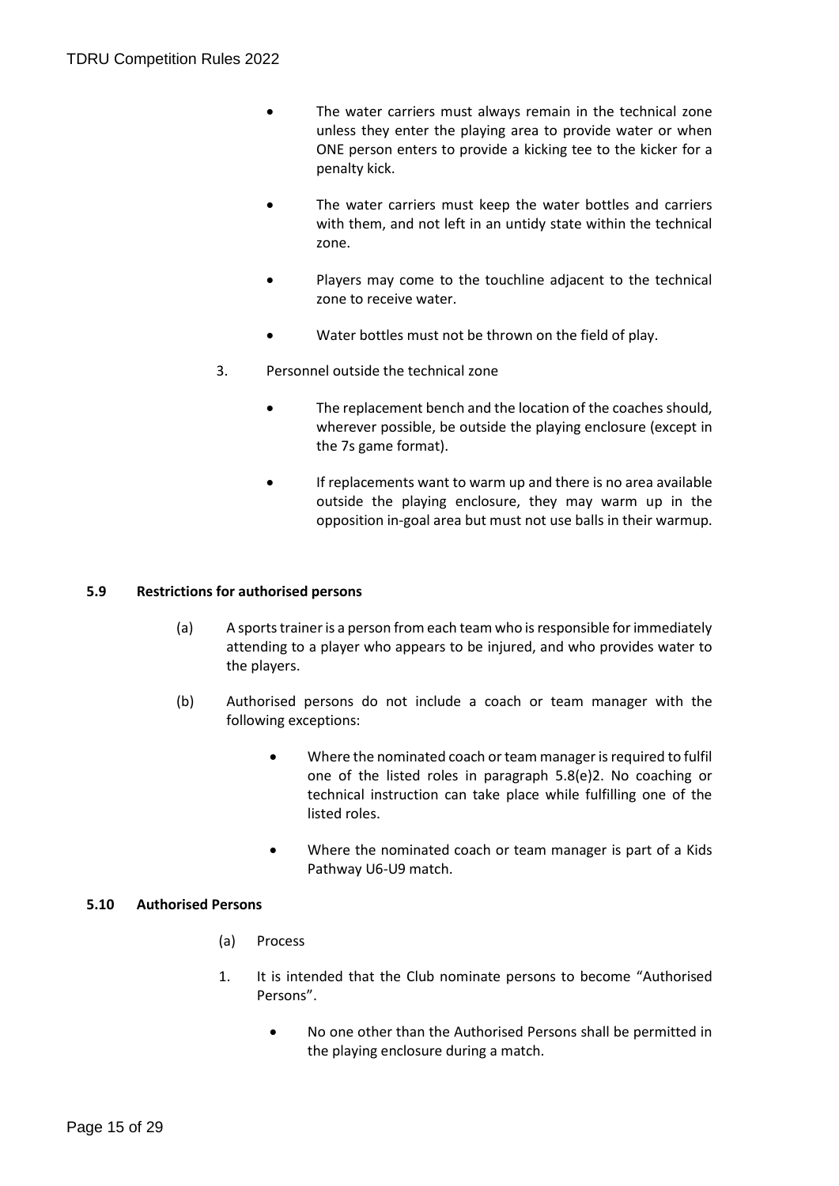- The water carriers must always remain in the technical zone unless they enter the playing area to provide water or when ONE person enters to provide a kicking tee to the kicker for a penalty kick.
- The water carriers must keep the water bottles and carriers with them, and not left in an untidy state within the technical zone.
- Players may come to the touchline adjacent to the technical zone to receive water.
- Water bottles must not be thrown on the field of play.

3. Personnel outside the technical zone

- The replacement bench and the location of the coaches should, wherever possible, be outside the playing enclosure (except in the 7s game format).
- If replacements want to warm up and there is no area available outside the playing enclosure, they may warm up in the opposition in-goal area but must not use balls in their warmup.

**5.9 Restrictions for authorised persons**

(a) A sports trainer is a person from each team who is responsible for immediately attending to a player who appears to be injured, and who provides water to the players.

(b) Authorised persons do not include a coach or team manager with the following exceptions:

- Where the nominated coach or team manager is required to fulfil one of the listed roles in paragraph 5.8(e)2. No coaching or technical instruction can take place while fulfilling one of the listed roles.
- Where the nominated coach or team manager is part of a Kids Pathway U6-U9 match.

**5.10 Authorised Persons**

(a) Process

1. It is intended that the Club nominate persons to become "Authorised Persons".

   - No one other than the Authorised Persons shall be permitted in the playing enclosure during a match.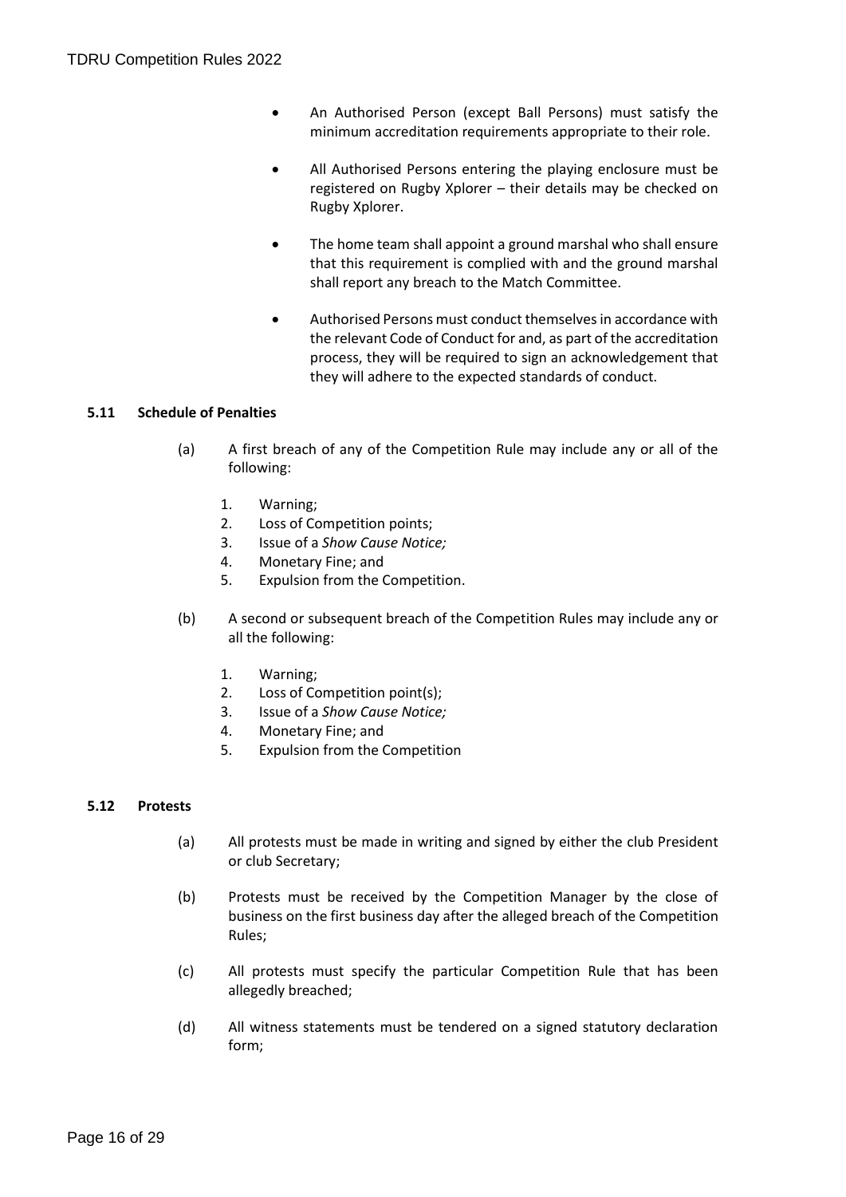- An Authorised Person (except Ball Persons) must satisfy the minimum accreditation requirements appropriate to their role.
- All Authorised Persons entering the playing enclosure must be registered on Rugby Xplorer – their details may be checked on Rugby Xplorer.
- The home team shall appoint a ground marshal who shall ensure that this requirement is complied with and the ground marshal shall report any breach to the Match Committee.
- Authorised Persons must conduct themselves in accordance with the relevant Code of Conduct for and, as part of the accreditation process, they will be required to sign an acknowledgement that they will adhere to the expected standards of conduct.

**5.11 Schedule of Penalties**

(a) A first breach of any of the Competition Rule may include any or all of the following:

1. Warning;
2. Loss of Competition points;
3. Issue of a *Show Cause Notice;*
4. Monetary Fine; and
5. Expulsion from the Competition.

(b) A second or subsequent breach of the Competition Rules may include any or all the following:

1. Warning;
2. Loss of Competition point(s);
3. Issue of a *Show Cause Notice;*
4. Monetary Fine; and
5. Expulsion from the Competition

**5.12 Protests**

(a) All protests must be made in writing and signed by either the club President or club Secretary;

(b) Protests must be received by the Competition Manager by the close of business on the first business day after the alleged breach of the Competition Rules;

(c) All protests must specify the particular Competition Rule that has been allegedly breached;

(d) All witness statements must be tendered on a signed statutory declaration form;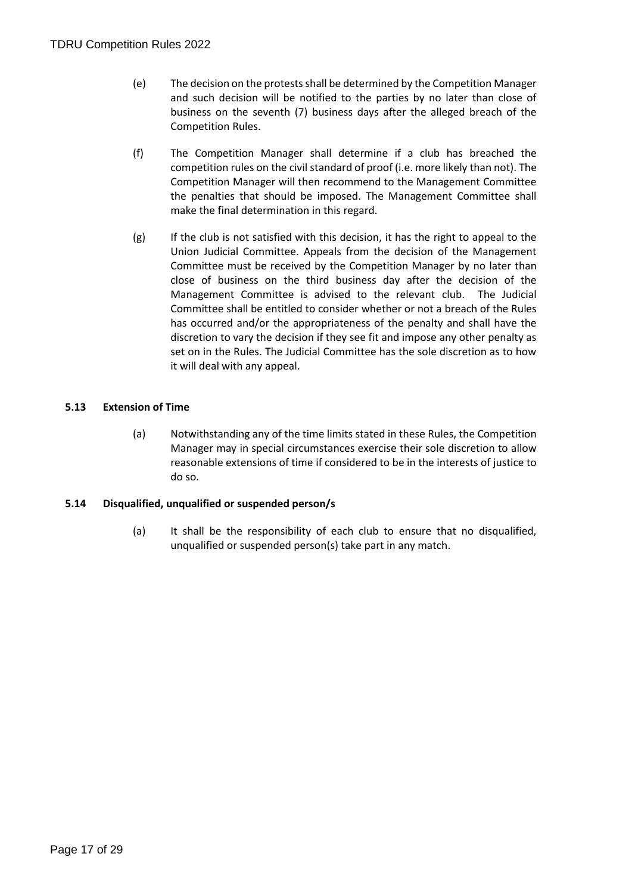(e) The decision on the protests shall be determined by the Competition Manager and such decision will be notified to the parties by no later than close of business on the seventh (7) business days after the alleged breach of the Competition Rules.

(f) The Competition Manager shall determine if a club has breached the competition rules on the civil standard of proof (i.e. more likely than not). The Competition Manager will then recommend to the Management Committee the penalties that should be imposed. The Management Committee shall make the final determination in this regard.

(g) If the club is not satisfied with this decision, it has the right to appeal to the Union Judicial Committee. Appeals from the decision of the Management Committee must be received by the Competition Manager by no later than close of business on the third business day after the decision of the Management Committee is advised to the relevant club. The Judicial Committee shall be entitled to consider whether or not a breach of the Rules has occurred and/or the appropriateness of the penalty and shall have the discretion to vary the decision if they see fit and impose any other penalty as set on in the Rules. The Judicial Committee has the sole discretion as to how it will deal with any appeal.

### 5.13 Extension of Time

(a) Notwithstanding any of the time limits stated in these Rules, the Competition Manager may in special circumstances exercise their sole discretion to allow reasonable extensions of time if considered to be in the interests of justice to do so.

### 5.14 Disqualified, unqualified or suspended person/s

(a) It shall be the responsibility of each club to ensure that no disqualified, unqualified or suspended person(s) take part in any match.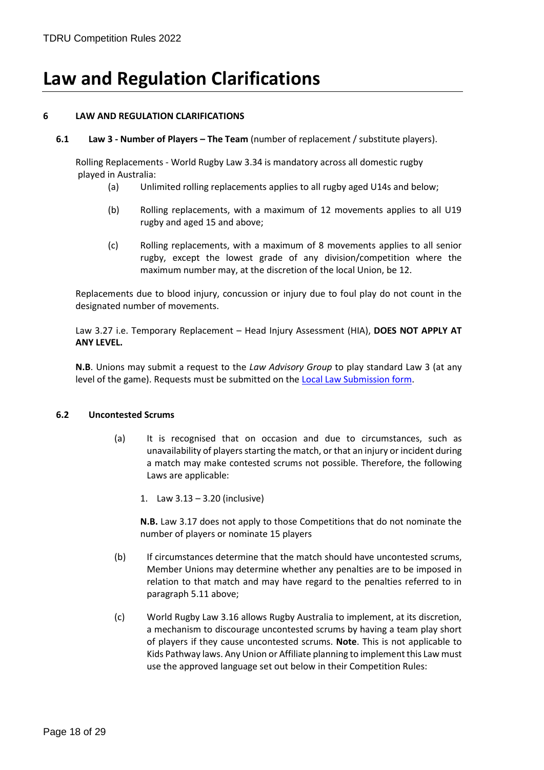# Law and Regulation Clarifications

**6 LAW AND REGULATION CLARIFICATIONS**

**6.1 Law 3 - Number of Players – The Team** (number of replacement / substitute players).

Rolling Replacements - World Rugby Law 3.34 is mandatory across all domestic rugby played in Australia:

- (a) Unlimited rolling replacements applies to all rugby aged U14s and below;
- (b) Rolling replacements, with a maximum of 12 movements applies to all U19 rugby and aged 15 and above;
- (c) Rolling replacements, with a maximum of 8 movements applies to all senior rugby, except the lowest grade of any division/competition where the maximum number may, at the discretion of the local Union, be 12.

Replacements due to blood injury, concussion or injury due to foul play do not count in the designated number of movements.

Law 3.27 i.e. Temporary Replacement – Head Injury Assessment (HIA), **DOES NOT APPLY AT ANY LEVEL.**

**N.B**. Unions may submit a request to the *Law Advisory Group* to play standard Law 3 (at any level of the game). Requests must be submitted on the Local Law Submission form.

**6.2 Uncontested Scrums**

- (a) It is recognised that on occasion and due to circumstances, such as unavailability of players starting the match, or that an injury or incident during a match may make contested scrums not possible. Therefore, the following Laws are applicable:

  1. Law 3.13 – 3.20 (inclusive)

  **N.B.** Law 3.17 does not apply to those Competitions that do not nominate the number of players or nominate 15 players

- (b) If circumstances determine that the match should have uncontested scrums, Member Unions may determine whether any penalties are to be imposed in relation to that match and may have regard to the penalties referred to in paragraph 5.11 above;
- (c) World Rugby Law 3.16 allows Rugby Australia to implement, at its discretion, a mechanism to discourage uncontested scrums by having a team play short of players if they cause uncontested scrums. **Note**. This is not applicable to Kids Pathway laws. Any Union or Affiliate planning to implement this Law must use the approved language set out below in their Competition Rules: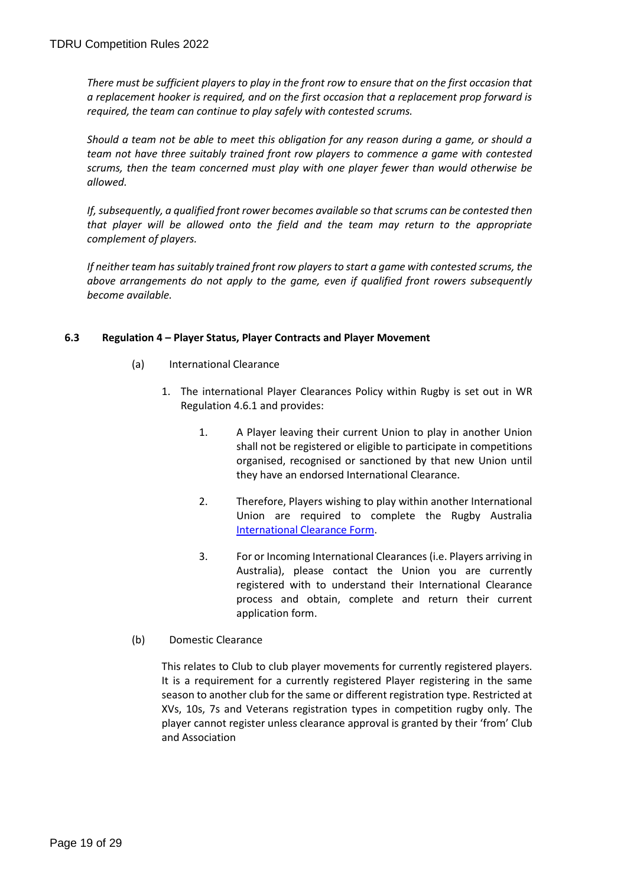*There must be sufficient players to play in the front row to ensure that on the first occasion that a replacement hooker is required, and on the first occasion that a replacement prop forward is required, the team can continue to play safely with contested scrums.*

*Should a team not be able to meet this obligation for any reason during a game, or should a team not have three suitably trained front row players to commence a game with contested scrums, then the team concerned must play with one player fewer than would otherwise be allowed.*

*If, subsequently, a qualified front rower becomes available so that scrums can be contested then that player will be allowed onto the field and the team may return to the appropriate complement of players.*

*If neither team has suitably trained front row players to start a game with contested scrums, the above arrangements do not apply to the game, even if qualified front rowers subsequently become available.*

### 6.3 Regulation 4 – Player Status, Player Contracts and Player Movement

(a) International Clearance

1. The international Player Clearances Policy within Rugby is set out in WR Regulation 4.6.1 and provides:

    1. A Player leaving their current Union to play in another Union shall not be registered or eligible to participate in competitions organised, recognised or sanctioned by that new Union until they have an endorsed International Clearance.

    2. Therefore, Players wishing to play within another International Union are required to complete the Rugby Australia International Clearance Form.

    3. For or Incoming International Clearances (i.e. Players arriving in Australia), please contact the Union you are currently registered with to understand their International Clearance process and obtain, complete and return their current application form.

(b) Domestic Clearance

This relates to Club to club player movements for currently registered players. It is a requirement for a currently registered Player registering in the same season to another club for the same or different registration type. Restricted at XVs, 10s, 7s and Veterans registration types in competition rugby only. The player cannot register unless clearance approval is granted by their 'from' Club and Association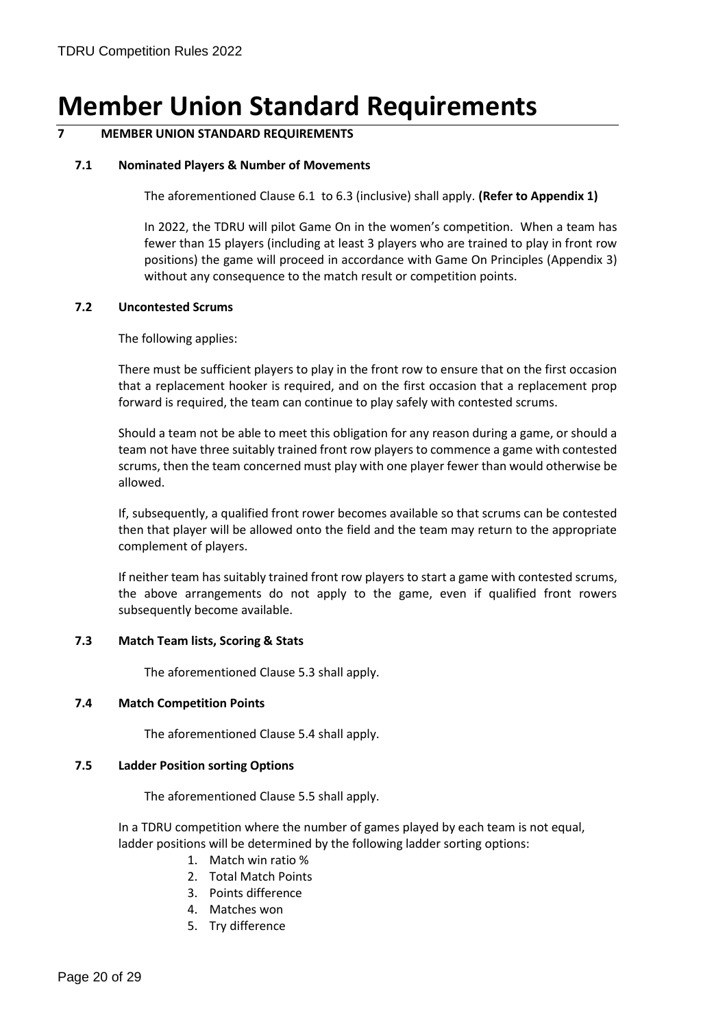# Member Union Standard Requirements

## 7 MEMBER UNION STANDARD REQUIREMENTS

### 7.1 Nominated Players & Number of Movements

The aforementioned Clause 6.1 to 6.3 (inclusive) shall apply. **(Refer to Appendix 1)**

In 2022, the TDRU will pilot Game On in the women's competition. When a team has fewer than 15 players (including at least 3 players who are trained to play in front row positions) the game will proceed in accordance with Game On Principles (Appendix 3) without any consequence to the match result or competition points.

### 7.2 Uncontested Scrums

The following applies:

There must be sufficient players to play in the front row to ensure that on the first occasion that a replacement hooker is required, and on the first occasion that a replacement prop forward is required, the team can continue to play safely with contested scrums.

Should a team not be able to meet this obligation for any reason during a game, or should a team not have three suitably trained front row players to commence a game with contested scrums, then the team concerned must play with one player fewer than would otherwise be allowed.

If, subsequently, a qualified front rower becomes available so that scrums can be contested then that player will be allowed onto the field and the team may return to the appropriate complement of players.

If neither team has suitably trained front row players to start a game with contested scrums, the above arrangements do not apply to the game, even if qualified front rowers subsequently become available.

### 7.3 Match Team lists, Scoring & Stats

The aforementioned Clause 5.3 shall apply.

### 7.4 Match Competition Points

The aforementioned Clause 5.4 shall apply.

### 7.5 Ladder Position sorting Options

The aforementioned Clause 5.5 shall apply.

In a TDRU competition where the number of games played by each team is not equal, ladder positions will be determined by the following ladder sorting options:

1. Match win ratio %
2. Total Match Points
3. Points difference
4. Matches won
5. Try difference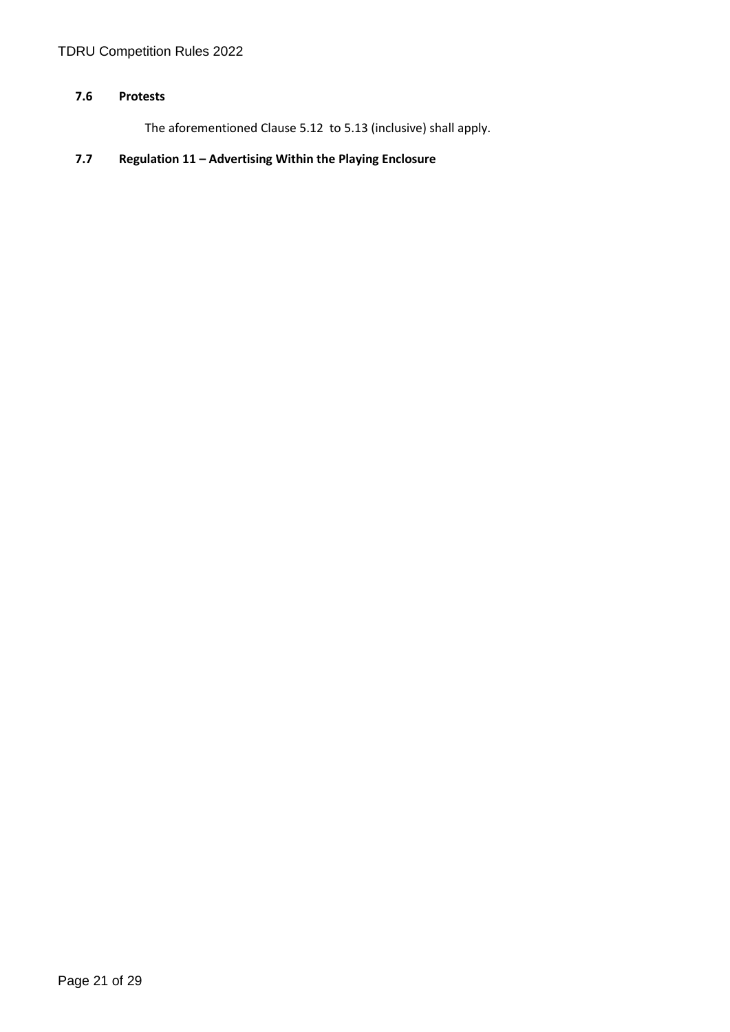### 7.6 Protests

The aforementioned Clause 5.12 to 5.13 (inclusive) shall apply.

### 7.7 Regulation 11 – Advertising Within the Playing Enclosure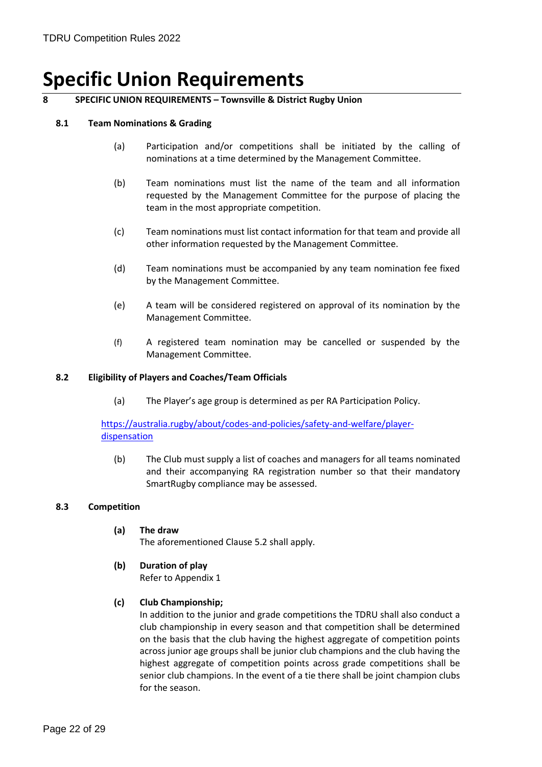# Specific Union Requirements

## 8 SPECIFIC UNION REQUIREMENTS – Townsville & District Rugby Union

### 8.1 Team Nominations & Grading

(a) Participation and/or competitions shall be initiated by the calling of nominations at a time determined by the Management Committee.

(b) Team nominations must list the name of the team and all information requested by the Management Committee for the purpose of placing the team in the most appropriate competition.

(c) Team nominations must list contact information for that team and provide all other information requested by the Management Committee.

(d) Team nominations must be accompanied by any team nomination fee fixed by the Management Committee.

(e) A team will be considered registered on approval of its nomination by the Management Committee.

(f) A registered team nomination may be cancelled or suspended by the Management Committee.

### 8.2 Eligibility of Players and Coaches/Team Officials

(a) The Player's age group is determined as per RA Participation Policy.

https://australia.rugby/about/codes-and-policies/safety-and-welfare/player-dispensation

(b) The Club must supply a list of coaches and managers for all teams nominated and their accompanying RA registration number so that their mandatory SmartRugby compliance may be assessed.

### 8.3 Competition

**(a) The draw**
The aforementioned Clause 5.2 shall apply.

**(b) Duration of play**
Refer to Appendix 1

**(c) Club Championship;**
In addition to the junior and grade competitions the TDRU shall also conduct a club championship in every season and that competition shall be determined on the basis that the club having the highest aggregate of competition points across junior age groups shall be junior club champions and the club having the highest aggregate of competition points across grade competitions shall be senior club champions. In the event of a tie there shall be joint champion clubs for the season.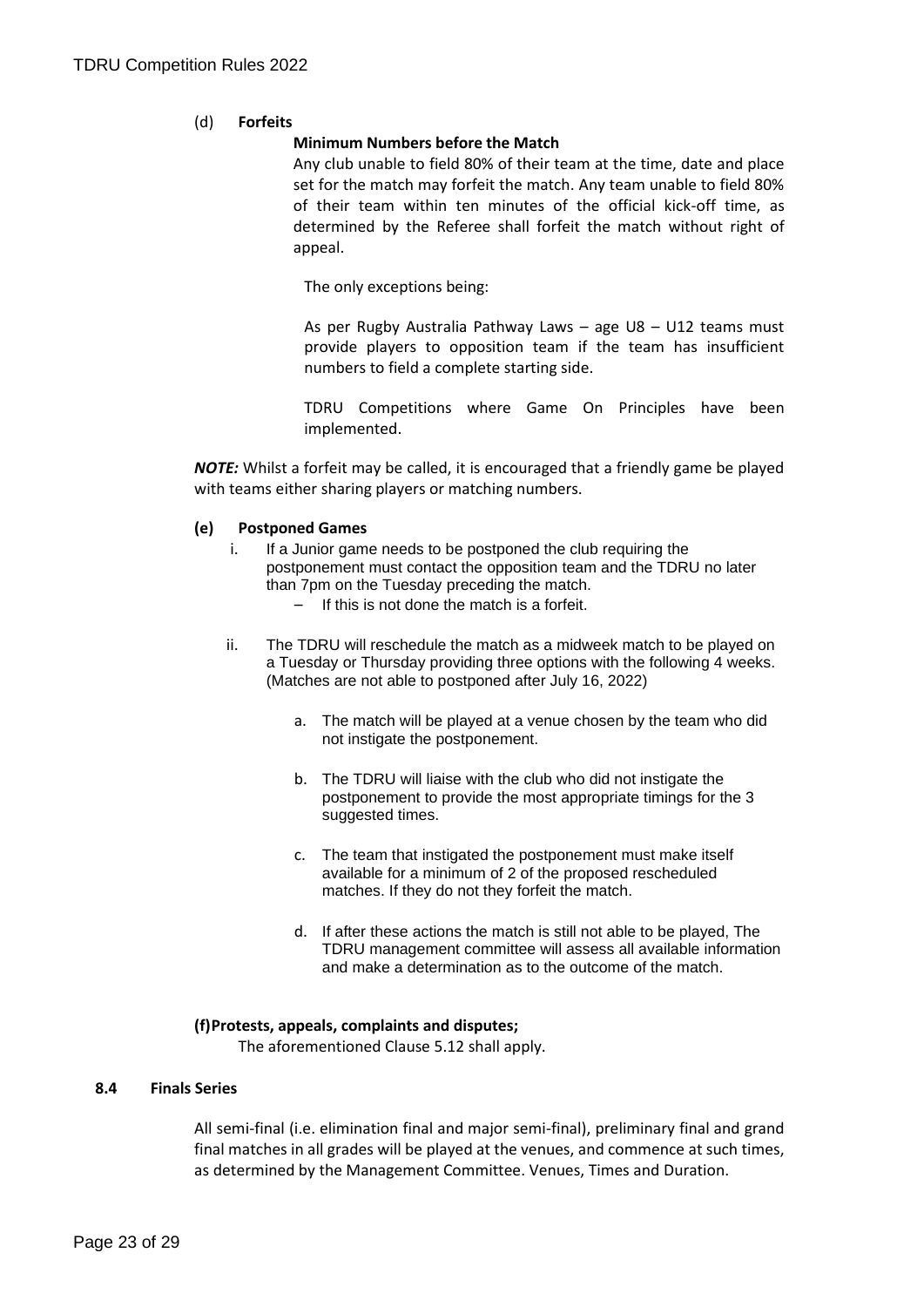(d) **Forfeits**

**Minimum Numbers before the Match**

Any club unable to field 80% of their team at the time, date and place set for the match may forfeit the match. Any team unable to field 80% of their team within ten minutes of the official kick-off time, as determined by the Referee shall forfeit the match without right of appeal.

The only exceptions being:

As per Rugby Australia Pathway Laws – age U8 – U12 teams must provide players to opposition team if the team has insufficient numbers to field a complete starting side.

TDRU Competitions where Game On Principles have been implemented.

***NOTE:*** Whilst a forfeit may be called, it is encouraged that a friendly game be played with teams either sharing players or matching numbers.

**(e) Postponed Games**

i. If a Junior game needs to be postponed the club requiring the postponement must contact the opposition team and the TDRU no later than 7pm on the Tuesday preceding the match.
   – If this is not done the match is a forfeit.

ii. The TDRU will reschedule the match as a midweek match to be played on a Tuesday or Thursday providing three options with the following 4 weeks. (Matches are not able to postponed after July 16, 2022)

   a. The match will be played at a venue chosen by the team who did not instigate the postponement.

   b. The TDRU will liaise with the club who did not instigate the postponement to provide the most appropriate timings for the 3 suggested times.

   c. The team that instigated the postponement must make itself available for a minimum of 2 of the proposed rescheduled matches. If they do not they forfeit the match.

   d. If after these actions the match is still not able to be played, The TDRU management committee will assess all available information and make a determination as to the outcome of the match.

**(f) Protests, appeals, complaints and disputes;**

The aforementioned Clause 5.12 shall apply.

### 8.4 Finals Series

All semi-final (i.e. elimination final and major semi-final), preliminary final and grand final matches in all grades will be played at the venues, and commence at such times, as determined by the Management Committee. Venues, Times and Duration.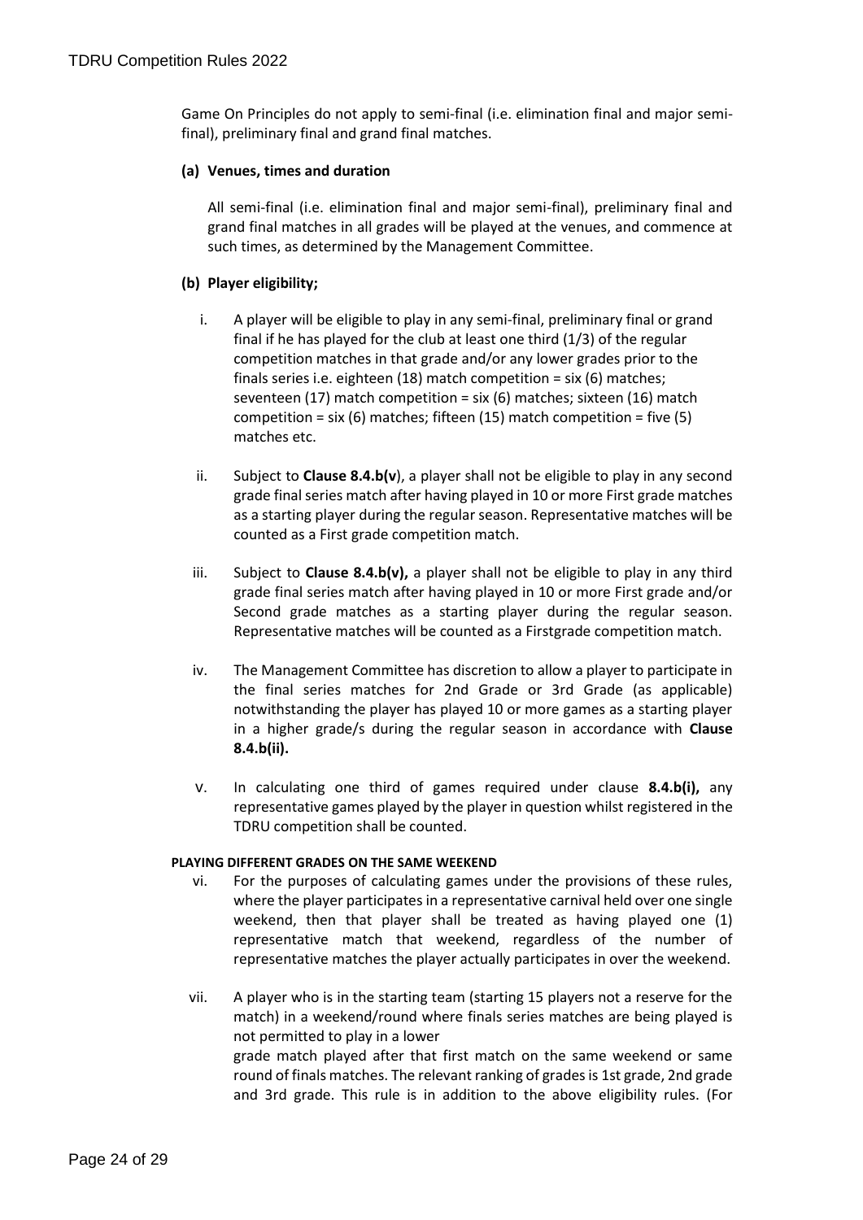Game On Principles do not apply to semi-final (i.e. elimination final and major semi-final), preliminary final and grand final matches.

**(a) Venues, times and duration**

All semi-final (i.e. elimination final and major semi-final), preliminary final and grand final matches in all grades will be played at the venues, and commence at such times, as determined by the Management Committee.

**(b) Player eligibility;**

i. A player will be eligible to play in any semi-final, preliminary final or grand final if he has played for the club at least one third (1/3) of the regular competition matches in that grade and/or any lower grades prior to the finals series i.e. eighteen (18) match competition = six (6) matches; seventeen (17) match competition = six (6) matches; sixteen (16) match competition = six (6) matches; fifteen (15) match competition = five (5) matches etc.

ii. Subject to **Clause 8.4.b(v**), a player shall not be eligible to play in any second grade final series match after having played in 10 or more First grade matches as a starting player during the regular season. Representative matches will be counted as a First grade competition match.

iii. Subject to **Clause 8.4.b(v),** a player shall not be eligible to play in any third grade final series match after having played in 10 or more First grade and/or Second grade matches as a starting player during the regular season. Representative matches will be counted as a Firstgrade competition match.

iv. The Management Committee has discretion to allow a player to participate in the final series matches for 2nd Grade or 3rd Grade (as applicable) notwithstanding the player has played 10 or more games as a starting player in a higher grade/s during the regular season in accordance with **Clause 8.4.b(ii).**

v. In calculating one third of games required under clause **8.4.b(i),** any representative games played by the player in question whilst registered in the TDRU competition shall be counted.

**PLAYING DIFFERENT GRADES ON THE SAME WEEKEND**

vi. For the purposes of calculating games under the provisions of these rules, where the player participates in a representative carnival held over one single weekend, then that player shall be treated as having played one (1) representative match that weekend, regardless of the number of representative matches the player actually participates in over the weekend.

vii. A player who is in the starting team (starting 15 players not a reserve for the match) in a weekend/round where finals series matches are being played is not permitted to play in a lower grade match played after that first match on the same weekend or same round of finals matches. The relevant ranking of grades is 1st grade, 2nd grade and 3rd grade. This rule is in addition to the above eligibility rules. (For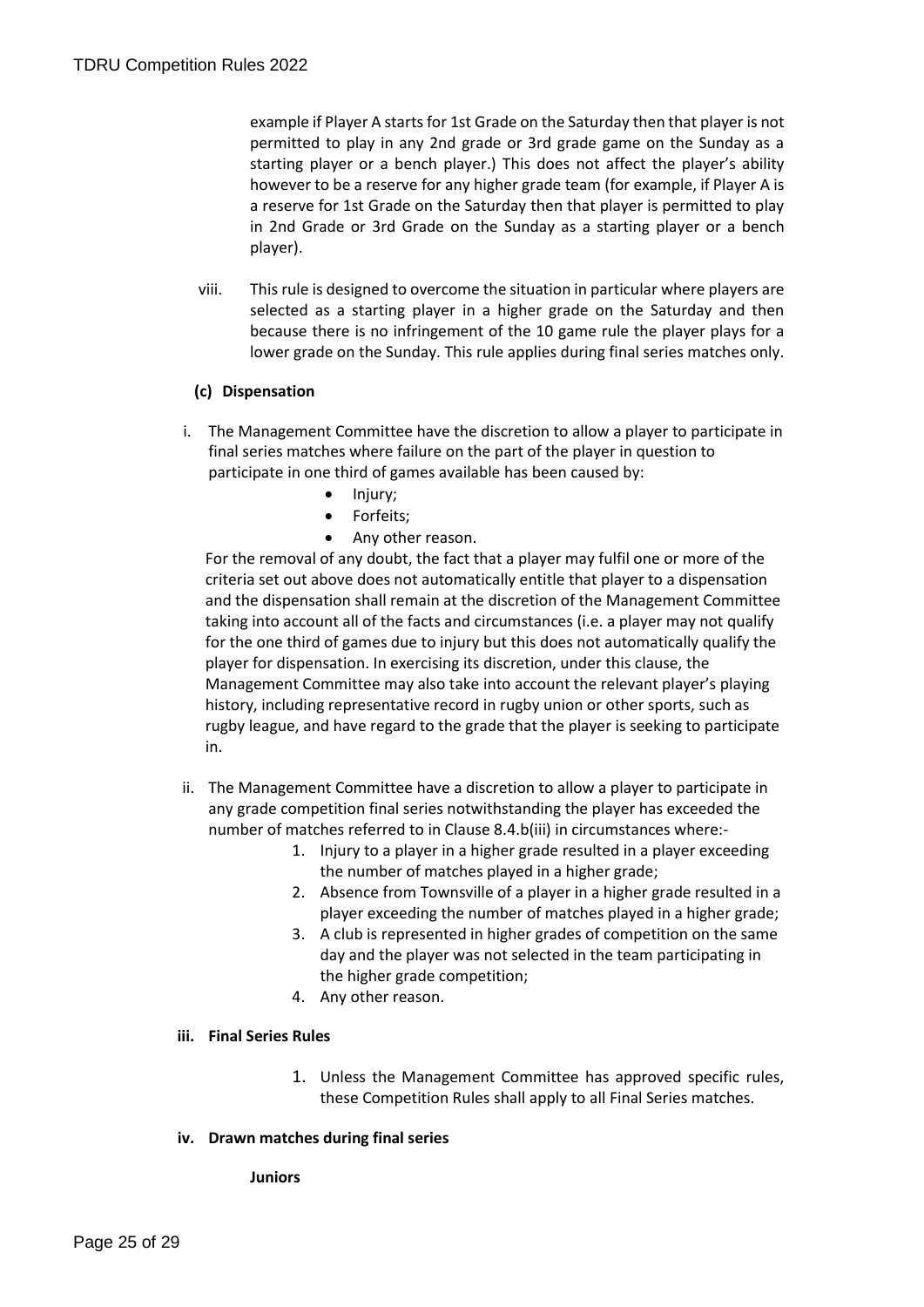example if Player A starts for 1st Grade on the Saturday then that player is not permitted to play in any 2nd grade or 3rd grade game on the Sunday as a starting player or a bench player.) This does not affect the player's ability however to be a reserve for any higher grade team (for example, if Player A is a reserve for 1st Grade on the Saturday then that player is permitted to play in 2nd Grade or 3rd Grade on the Sunday as a starting player or a bench player).

viii. This rule is designed to overcome the situation in particular where players are selected as a starting player in a higher grade on the Saturday and then because there is no infringement of the 10 game rule the player plays for a lower grade on the Sunday. This rule applies during final series matches only.

**(c) Dispensation**

i. The Management Committee have the discretion to allow a player to participate in final series matches where failure on the part of the player in question to participate in one third of games available has been caused by:

- Injury;
- Forfeits;
- Any other reason.

For the removal of any doubt, the fact that a player may fulfil one or more of the criteria set out above does not automatically entitle that player to a dispensation and the dispensation shall remain at the discretion of the Management Committee taking into account all of the facts and circumstances (i.e. a player may not qualify for the one third of games due to injury but this does not automatically qualify the player for dispensation. In exercising its discretion, under this clause, the Management Committee may also take into account the relevant player's playing history, including representative record in rugby union or other sports, such as rugby league, and have regard to the grade that the player is seeking to participate in.

ii. The Management Committee have a discretion to allow a player to participate in any grade competition final series notwithstanding the player has exceeded the number of matches referred to in Clause 8.4.b(iii) in circumstances where:-

1. Injury to a player in a higher grade resulted in a player exceeding the number of matches played in a higher grade;
2. Absence from Townsville of a player in a higher grade resulted in a player exceeding the number of matches played in a higher grade;
3. A club is represented in higher grades of competition on the same day and the player was not selected in the team participating in the higher grade competition;
4. Any other reason.

**iii. Final Series Rules**

1. Unless the Management Committee has approved specific rules, these Competition Rules shall apply to all Final Series matches.

**iv. Drawn matches during final series**

**Juniors**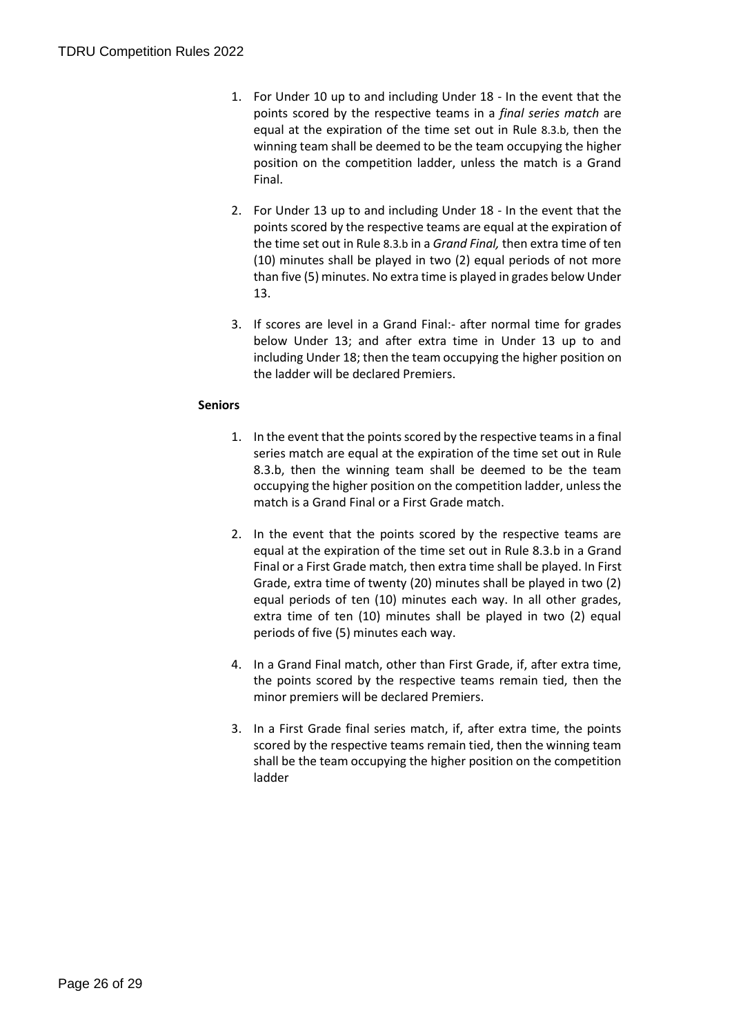1. For Under 10 up to and including Under 18 - In the event that the points scored by the respective teams in a *final series match* are equal at the expiration of the time set out in Rule 8.3.b, then the winning team shall be deemed to be the team occupying the higher position on the competition ladder, unless the match is a Grand Final.

2. For Under 13 up to and including Under 18 - In the event that the points scored by the respective teams are equal at the expiration of the time set out in Rule 8.3.b in a *Grand Final,* then extra time of ten (10) minutes shall be played in two (2) equal periods of not more than five (5) minutes. No extra time is played in grades below Under 13.

3. If scores are level in a Grand Final:- after normal time for grades below Under 13; and after extra time in Under 13 up to and including Under 18; then the team occupying the higher position on the ladder will be declared Premiers.

**Seniors**

1. In the event that the points scored by the respective teams in a final series match are equal at the expiration of the time set out in Rule 8.3.b, then the winning team shall be deemed to be the team occupying the higher position on the competition ladder, unless the match is a Grand Final or a First Grade match.

2. In the event that the points scored by the respective teams are equal at the expiration of the time set out in Rule 8.3.b in a Grand Final or a First Grade match, then extra time shall be played. In First Grade, extra time of twenty (20) minutes shall be played in two (2) equal periods of ten (10) minutes each way. In all other grades, extra time of ten (10) minutes shall be played in two (2) equal periods of five (5) minutes each way.

4. In a Grand Final match, other than First Grade, if, after extra time, the points scored by the respective teams remain tied, then the minor premiers will be declared Premiers.

3. In a First Grade final series match, if, after extra time, the points scored by the respective teams remain tied, then the winning team shall be the team occupying the higher position on the competition ladder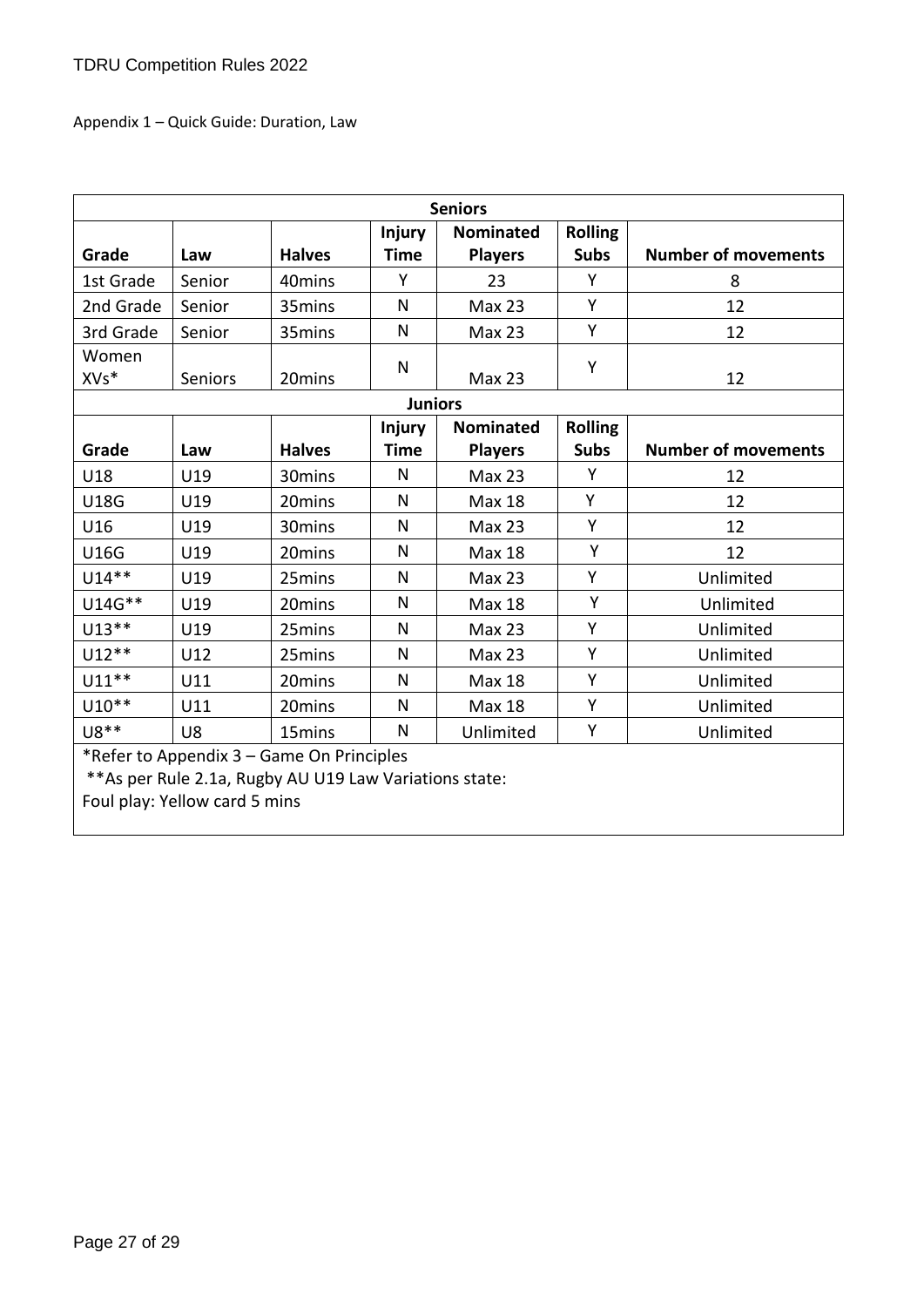Appendix 1 – Quick Guide: Duration, Law

| Seniors | | | | | | |
|---|---|---|---|---|---|---|
| **Grade** | **Law** | **Halves** | **Injury Time** | **Nominated Players** | **Rolling Subs** | **Number of movements** |
| 1st Grade | Senior | 40mins | Y | 23 | Y | 8 |
| 2nd Grade | Senior | 35mins | N | Max 23 | Y | 12 |
| 3rd Grade | Senior | 35mins | N | Max 23 | Y | 12 |
| Women XVs* | Seniors | 20mins | N | Max 23 | Y | 12 |
| **Juniors** | | | | | | |
| **Grade** | **Law** | **Halves** | **Injury Time** | **Nominated Players** | **Rolling Subs** | **Number of movements** |
| U18 | U19 | 30mins | N | Max 23 | Y | 12 |
| U18G | U19 | 20mins | N | Max 18 | Y | 12 |
| U16 | U19 | 30mins | N | Max 23 | Y | 12 |
| U16G | U19 | 20mins | N | Max 18 | Y | 12 |
| U14** | U19 | 25mins | N | Max 23 | Y | Unlimited |
| U14G** | U19 | 20mins | N | Max 18 | Y | Unlimited |
| U13** | U19 | 25mins | N | Max 23 | Y | Unlimited |
| U12** | U12 | 25mins | N | Max 23 | Y | Unlimited |
| U11** | U11 | 20mins | N | Max 18 | Y | Unlimited |
| U10** | U11 | 20mins | N | Max 18 | Y | Unlimited |
| U8** | U8 | 15mins | N | Unlimited | Y | Unlimited |

*Refer to Appendix 3 – Game On Principles

**As per Rule 2.1a, Rugby AU U19 Law Variations state:

Foul play: Yellow card 5 mins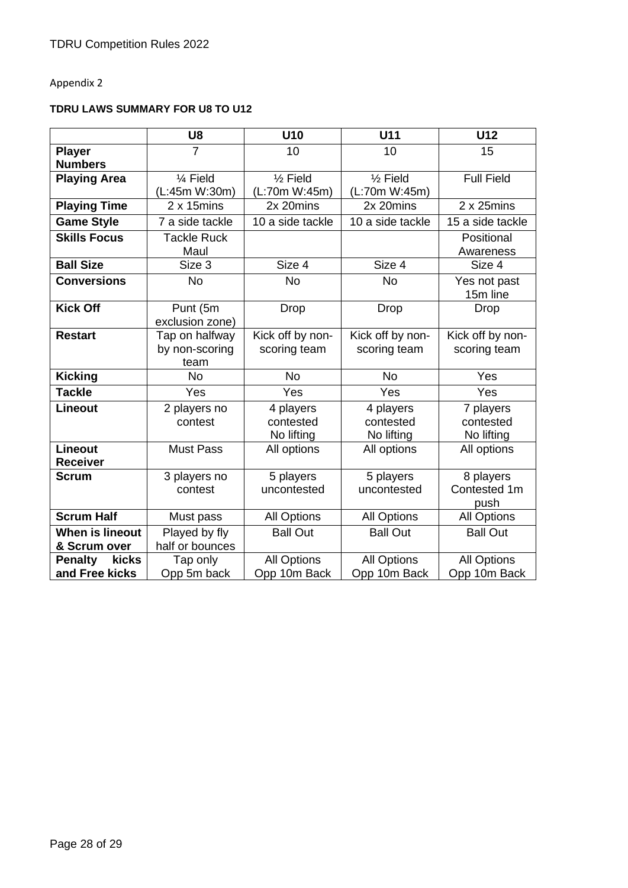Appendix 2

**TDRU LAWS SUMMARY FOR U8 TO U12**

| | U8 | U10 | U11 | U12 |
|---|---|---|---|---|
| **Player Numbers** | 7 | 10 | 10 | 15 |
| **Playing Area** | ¼ Field (L:45m W:30m) | ½ Field (L:70m W:45m) | ½ Field (L:70m W:45m) | Full Field |
| **Playing Time** | 2 x 15mins | 2x 20mins | 2x 20mins | 2 x 25mins |
| **Game Style** | 7 a side tackle | 10 a side tackle | 10 a side tackle | 15 a side tackle |
| **Skills Focus** | Tackle Ruck Maul | | | Positional Awareness |
| **Ball Size** | Size 3 | Size 4 | Size 4 | Size 4 |
| **Conversions** | No | No | No | Yes not past 15m line |
| **Kick Off** | Punt (5m exclusion zone) | Drop | Drop | Drop |
| **Restart** | Tap on halfway by non-scoring team | Kick off by non-scoring team | Kick off by non-scoring team | Kick off by non-scoring team |
| **Kicking** | No | No | No | Yes |
| **Tackle** | Yes | Yes | Yes | Yes |
| **Lineout** | 2 players no contest | 4 players contested No lifting | 4 players contested No lifting | 7 players contested No lifting |
| **Lineout Receiver** | Must Pass | All options | All options | All options |
| **Scrum** | 3 players no contest | 5 players uncontested | 5 players uncontested | 8 players Contested 1m push |
| **Scrum Half** | Must pass | All Options | All Options | All Options |
| **When is lineout & Scrum over** | Played by fly half or bounces | Ball Out | Ball Out | Ball Out |
| **Penalty kicks and Free kicks** | Tap only Opp 5m back | All Options Opp 10m Back | All Options Opp 10m Back | All Options Opp 10m Back |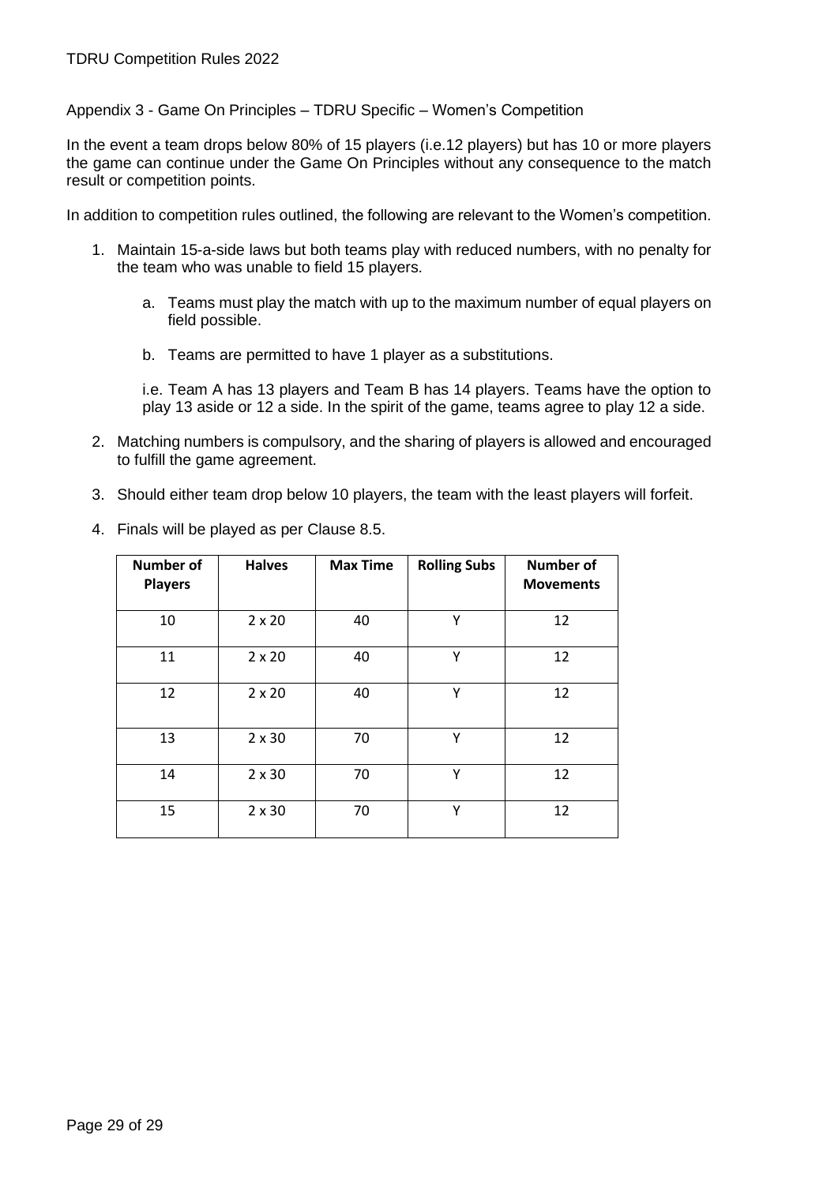Appendix 3 - Game On Principles – TDRU Specific – Women's Competition

In the event a team drops below 80% of 15 players (i.e.12 players) but has 10 or more players the game can continue under the Game On Principles without any consequence to the match result or competition points.

In addition to competition rules outlined, the following are relevant to the Women's competition.

1. Maintain 15-a-side laws but both teams play with reduced numbers, with no penalty for the team who was unable to field 15 players.

   a. Teams must play the match with up to the maximum number of equal players on field possible.

   b. Teams are permitted to have 1 player as a substitutions.

   i.e. Team A has 13 players and Team B has 14 players. Teams have the option to play 13 aside or 12 a side. In the spirit of the game, teams agree to play 12 a side.

2. Matching numbers is compulsory, and the sharing of players is allowed and encouraged to fulfill the game agreement.

3. Should either team drop below 10 players, the team with the least players will forfeit.

4. Finals will be played as per Clause 8.5.

| Number of Players | Halves | Max Time | Rolling Subs | Number of Movements |
|---|---|---|---|---|
| 10 | 2 x 20 | 40 | Y | 12 |
| 11 | 2 x 20 | 40 | Y | 12 |
| 12 | 2 x 20 | 40 | Y | 12 |
| 13 | 2 x 30 | 70 | Y | 12 |
| 14 | 2 x 30 | 70 | Y | 12 |
| 15 | 2 x 30 | 70 | Y | 12 |